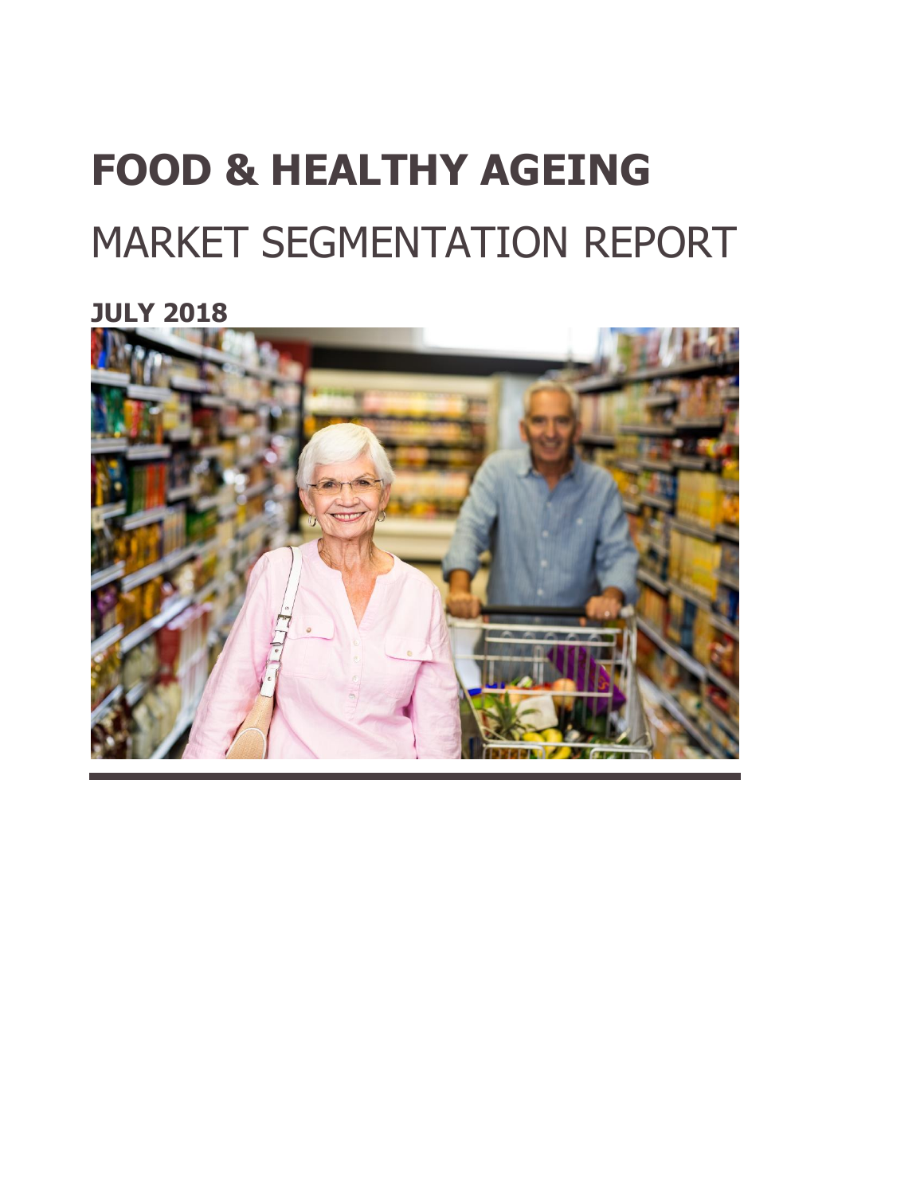# FOOD & HEALTHY AGEING

## MARKET SEGMENTATION REPORT

**JULY 2018**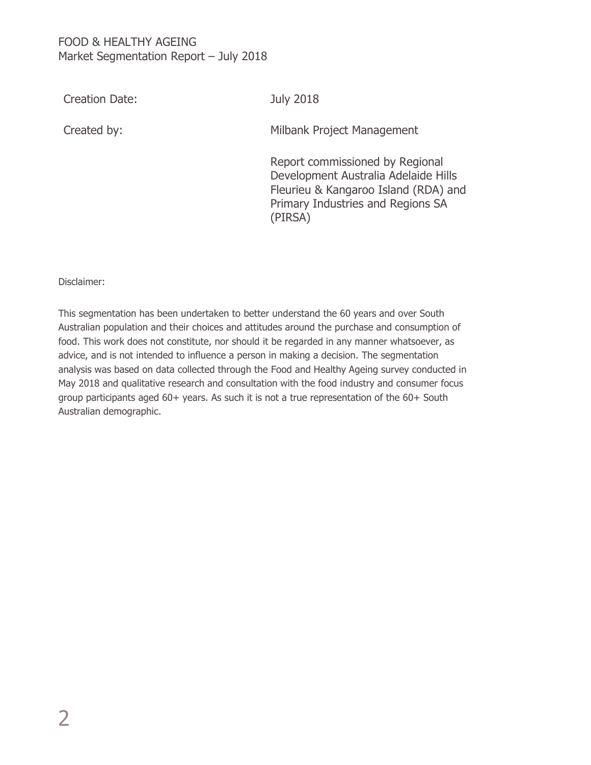FOOD & HEALTHY AGEING
Market Segmentation Report – July 2018

| | |
|---|---|
| Creation Date: | July 2018 |
| Created by: | Milbank Project Management<br><br>Report commissioned by Regional Development Australia Adelaide Hills Fleurieu & Kangaroo Island (RDA) and Primary Industries and Regions SA (PIRSA) |

Disclaimer:

This segmentation has been undertaken to better understand the 60 years and over South Australian population and their choices and attitudes around the purchase and consumption of food. This work does not constitute, nor should it be regarded in any manner whatsoever, as advice, and is not intended to influence a person in making a decision. The segmentation analysis was based on data collected through the Food and Healthy Ageing survey conducted in May 2018 and qualitative research and consultation with the food industry and consumer focus group participants aged 60+ years. As such it is not a true representation of the 60+ South Australian demographic.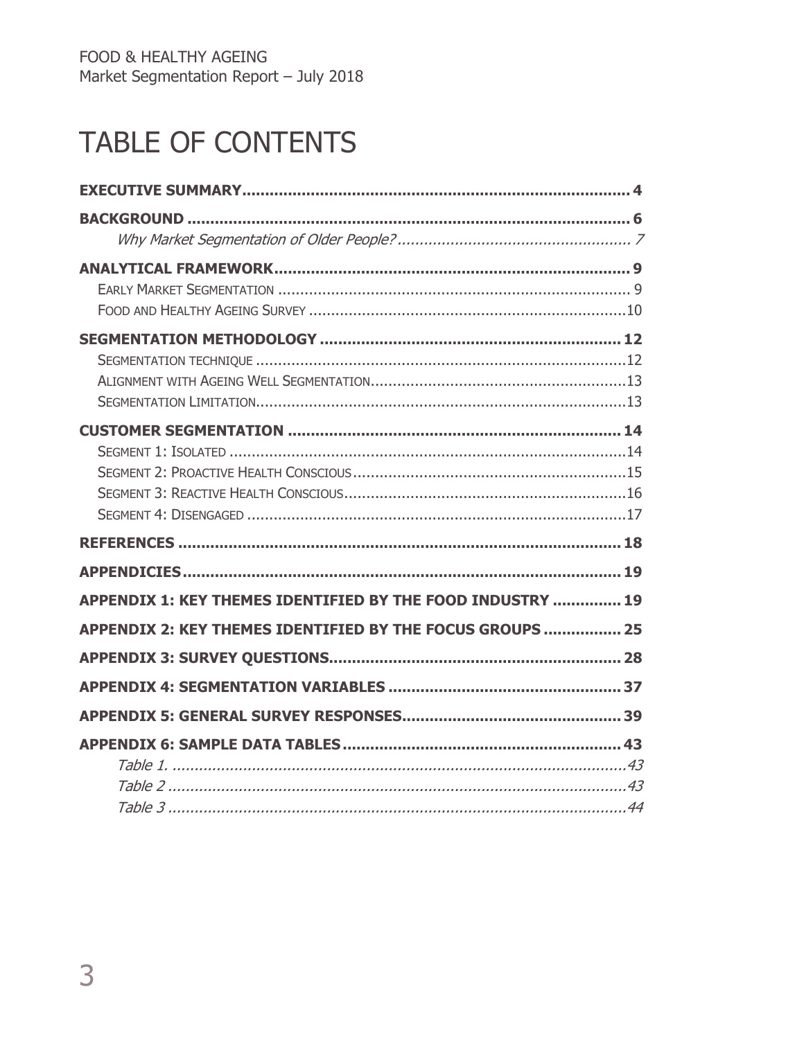# TABLE OF CONTENTS

**EXECUTIVE SUMMARY** .......... 4

**BACKGROUND** .......... 6

*Why Market Segmentation of Older People?* .......... 7

**ANALYTICAL FRAMEWORK** .......... 9

EARLY MARKET SEGMENTATION .......... 9

FOOD AND HEALTHY AGEING SURVEY .......... 10

**SEGMENTATION METHODOLOGY** .......... 12

SEGMENTATION TECHNIQUE .......... 12

ALIGNMENT WITH AGEING WELL SEGMENTATION .......... 13

SEGMENTATION LIMITATION .......... 13

**CUSTOMER SEGMENTATION** .......... 14

SEGMENT 1: ISOLATED .......... 14

SEGMENT 2: PROACTIVE HEALTH CONSCIOUS .......... 15

SEGMENT 3: REACTIVE HEALTH CONSCIOUS .......... 16

SEGMENT 4: DISENGAGED .......... 17

**REFERENCES** .......... 18

**APPENDICIES** .......... 19

**APPENDIX 1: KEY THEMES IDENTIFIED BY THE FOOD INDUSTRY** .......... 19

**APPENDIX 2: KEY THEMES IDENTIFIED BY THE FOCUS GROUPS** .......... 25

**APPENDIX 3: SURVEY QUESTIONS** .......... 28

**APPENDIX 4: SEGMENTATION VARIABLES** .......... 37

**APPENDIX 5: GENERAL SURVEY RESPONSES** .......... 39

**APPENDIX 6: SAMPLE DATA TABLES** .......... 43

*Table 1.* .......... 43

*Table 2* .......... 43

*Table 3* .......... 44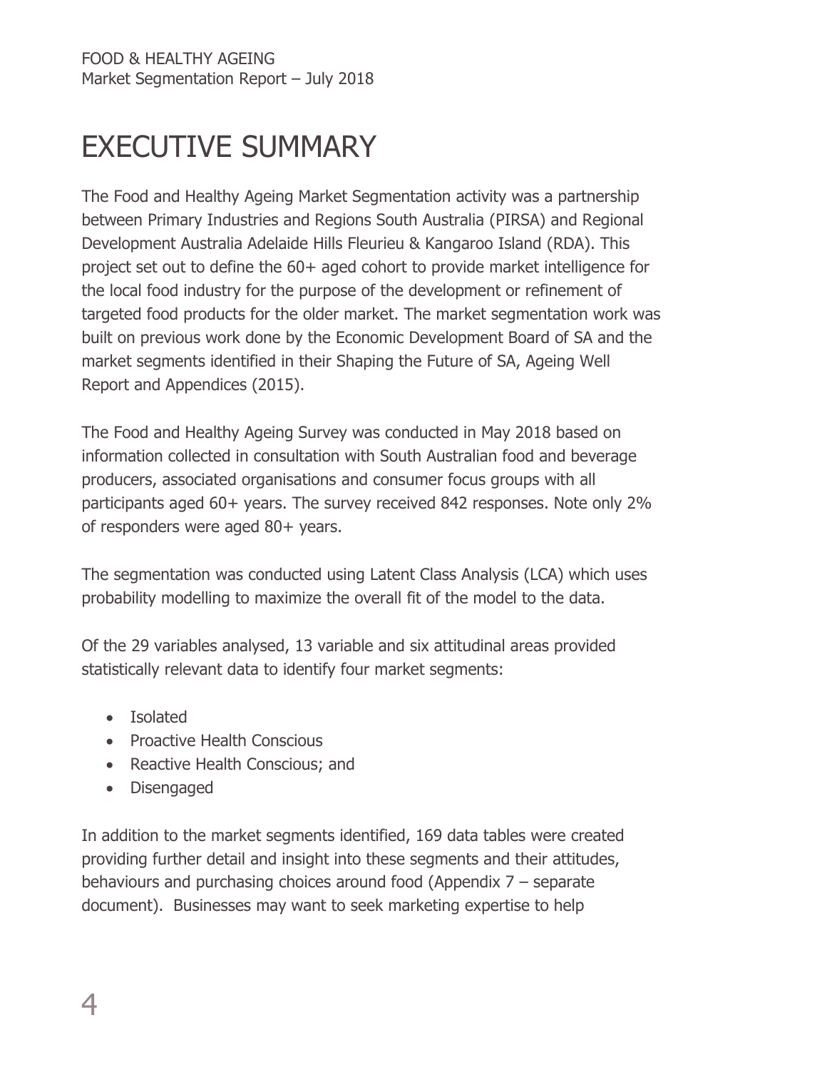# EXECUTIVE SUMMARY

The Food and Healthy Ageing Market Segmentation activity was a partnership between Primary Industries and Regions South Australia (PIRSA) and Regional Development Australia Adelaide Hills Fleurieu & Kangaroo Island (RDA). This project set out to define the 60+ aged cohort to provide market intelligence for the local food industry for the purpose of the development or refinement of targeted food products for the older market. The market segmentation work was built on previous work done by the Economic Development Board of SA and the market segments identified in their Shaping the Future of SA, Ageing Well Report and Appendices (2015).

The Food and Healthy Ageing Survey was conducted in May 2018 based on information collected in consultation with South Australian food and beverage producers, associated organisations and consumer focus groups with all participants aged 60+ years. The survey received 842 responses. Note only 2% of responders were aged 80+ years.

The segmentation was conducted using Latent Class Analysis (LCA) which uses probability modelling to maximize the overall fit of the model to the data.

Of the 29 variables analysed, 13 variable and six attitudinal areas provided statistically relevant data to identify four market segments:

- Isolated
- Proactive Health Conscious
- Reactive Health Conscious; and
- Disengaged

In addition to the market segments identified, 169 data tables were created providing further detail and insight into these segments and their attitudes, behaviours and purchasing choices around food (Appendix 7 – separate document). Businesses may want to seek marketing expertise to help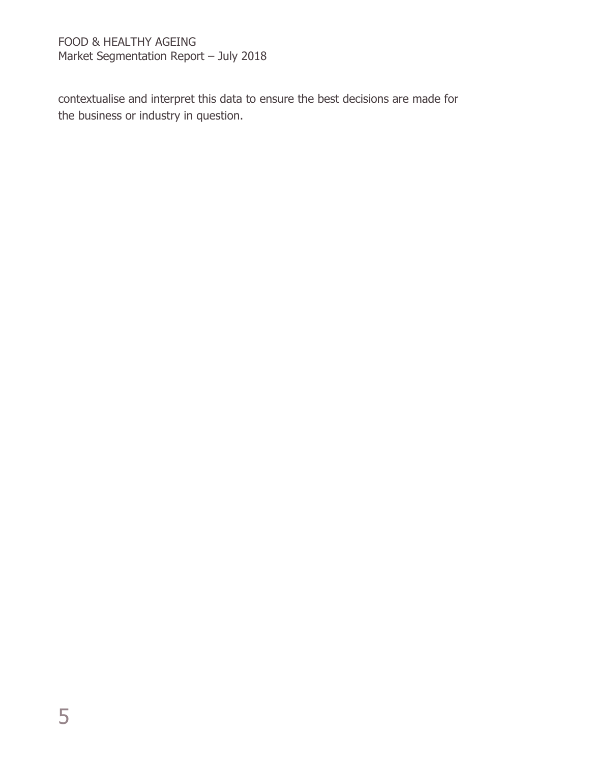contextualise and interpret this data to ensure the best decisions are made for the business or industry in question.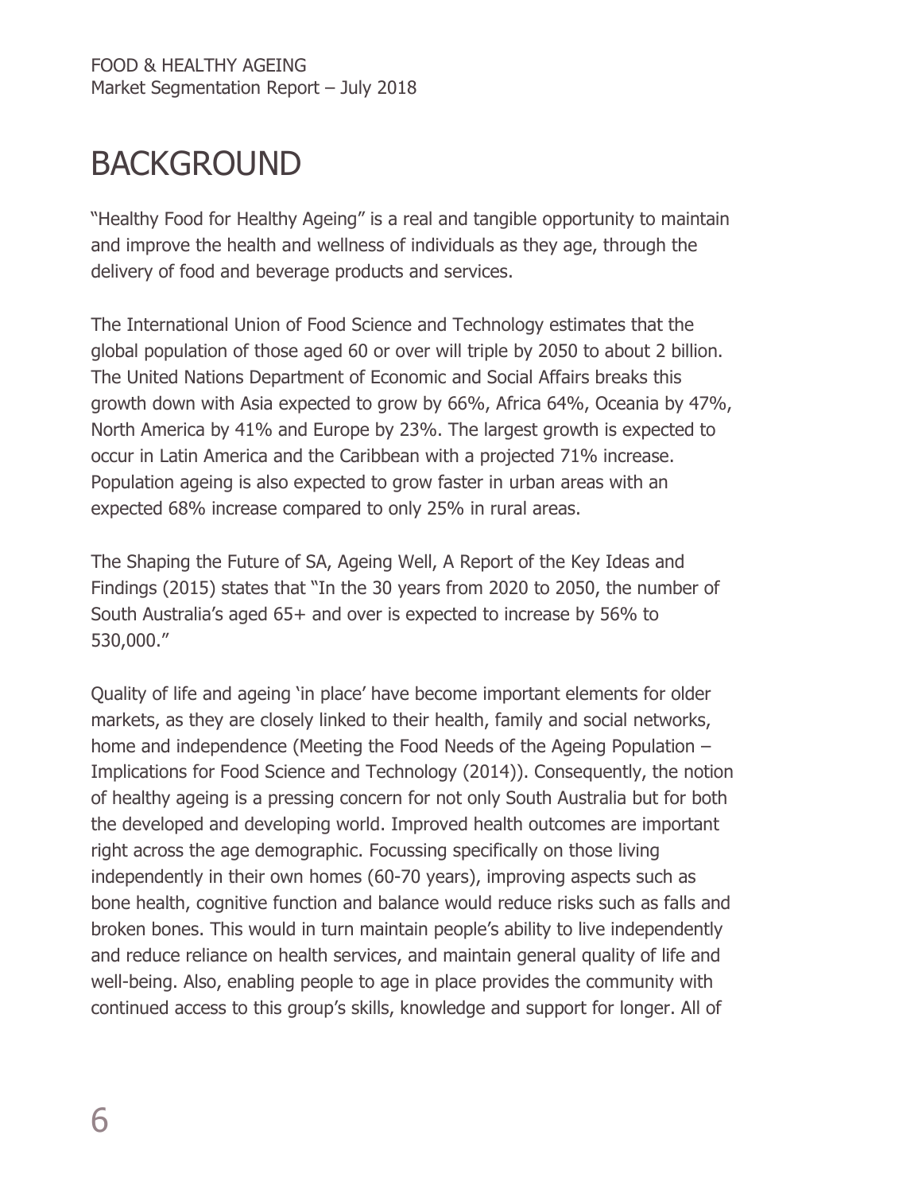# BACKGROUND

"Healthy Food for Healthy Ageing" is a real and tangible opportunity to maintain and improve the health and wellness of individuals as they age, through the delivery of food and beverage products and services.

The International Union of Food Science and Technology estimates that the global population of those aged 60 or over will triple by 2050 to about 2 billion. The United Nations Department of Economic and Social Affairs breaks this growth down with Asia expected to grow by 66%, Africa 64%, Oceania by 47%, North America by 41% and Europe by 23%. The largest growth is expected to occur in Latin America and the Caribbean with a projected 71% increase. Population ageing is also expected to grow faster in urban areas with an expected 68% increase compared to only 25% in rural areas.

The Shaping the Future of SA, Ageing Well, A Report of the Key Ideas and Findings (2015) states that "In the 30 years from 2020 to 2050, the number of South Australia's aged 65+ and over is expected to increase by 56% to 530,000."

Quality of life and ageing 'in place' have become important elements for older markets, as they are closely linked to their health, family and social networks, home and independence (Meeting the Food Needs of the Ageing Population – Implications for Food Science and Technology (2014)). Consequently, the notion of healthy ageing is a pressing concern for not only South Australia but for both the developed and developing world. Improved health outcomes are important right across the age demographic. Focussing specifically on those living independently in their own homes (60-70 years), improving aspects such as bone health, cognitive function and balance would reduce risks such as falls and broken bones. This would in turn maintain people's ability to live independently and reduce reliance on health services, and maintain general quality of life and well-being. Also, enabling people to age in place provides the community with continued access to this group's skills, knowledge and support for longer. All of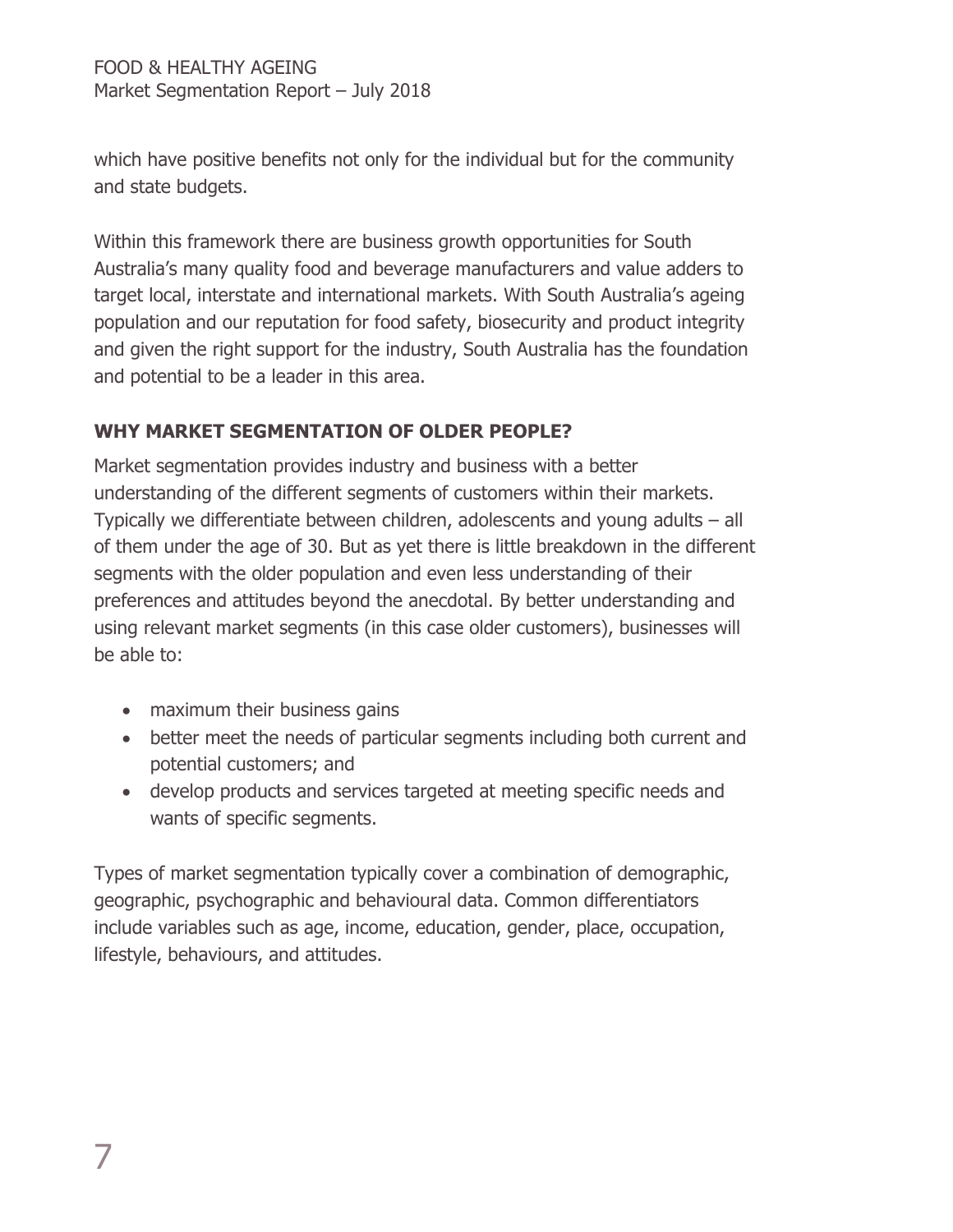which have positive benefits not only for the individual but for the community and state budgets.

Within this framework there are business growth opportunities for South Australia's many quality food and beverage manufacturers and value adders to target local, interstate and international markets. With South Australia's ageing population and our reputation for food safety, biosecurity and product integrity and given the right support for the industry, South Australia has the foundation and potential to be a leader in this area.

### WHY MARKET SEGMENTATION OF OLDER PEOPLE?

Market segmentation provides industry and business with a better understanding of the different segments of customers within their markets. Typically we differentiate between children, adolescents and young adults – all of them under the age of 30. But as yet there is little breakdown in the different segments with the older population and even less understanding of their preferences and attitudes beyond the anecdotal. By better understanding and using relevant market segments (in this case older customers), businesses will be able to:

- maximum their business gains
- better meet the needs of particular segments including both current and potential customers; and
- develop products and services targeted at meeting specific needs and wants of specific segments.

Types of market segmentation typically cover a combination of demographic, geographic, psychographic and behavioural data. Common differentiators include variables such as age, income, education, gender, place, occupation, lifestyle, behaviours, and attitudes.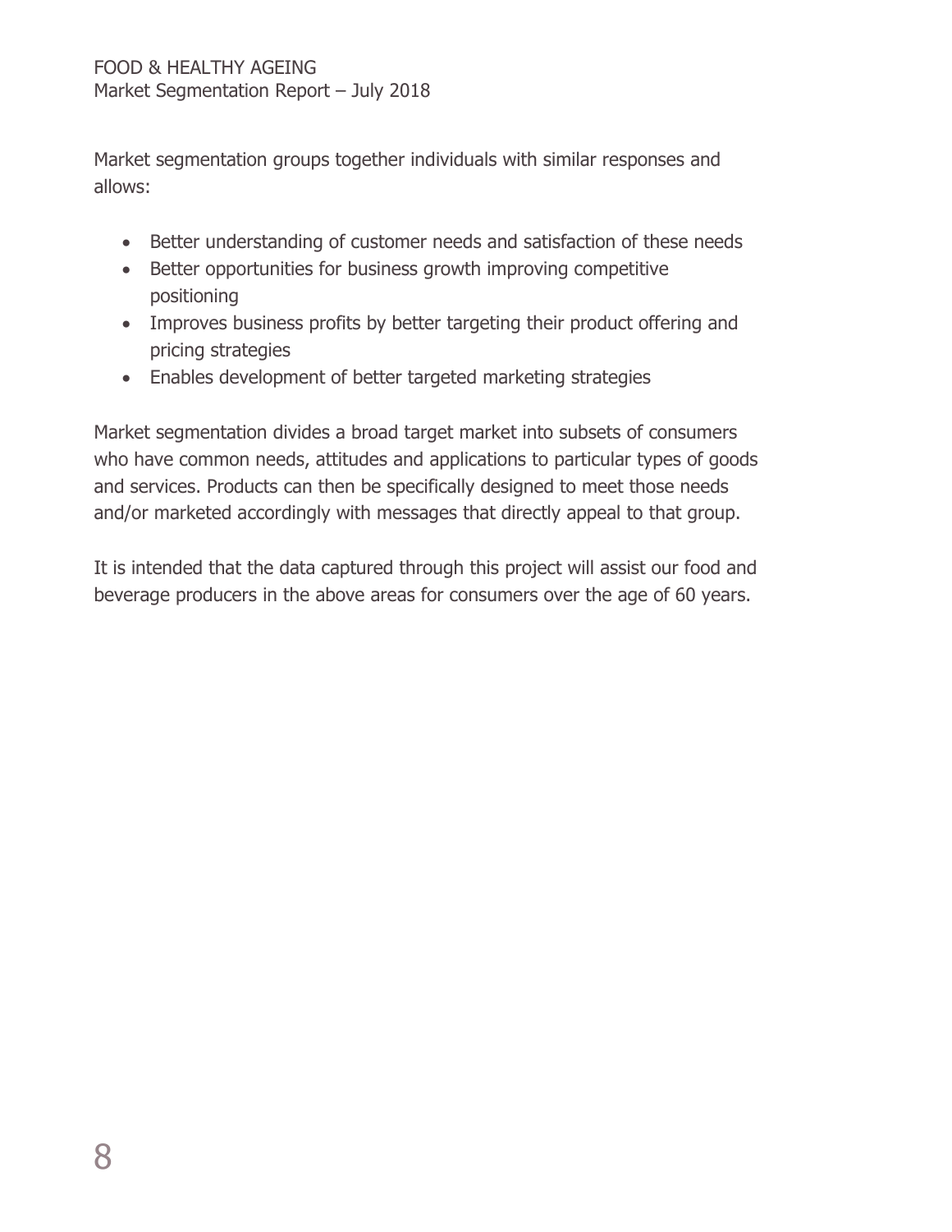Market segmentation groups together individuals with similar responses and allows:

- Better understanding of customer needs and satisfaction of these needs
- Better opportunities for business growth improving competitive positioning
- Improves business profits by better targeting their product offering and pricing strategies
- Enables development of better targeted marketing strategies

Market segmentation divides a broad target market into subsets of consumers who have common needs, attitudes and applications to particular types of goods and services. Products can then be specifically designed to meet those needs and/or marketed accordingly with messages that directly appeal to that group.

It is intended that the data captured through this project will assist our food and beverage producers in the above areas for consumers over the age of 60 years.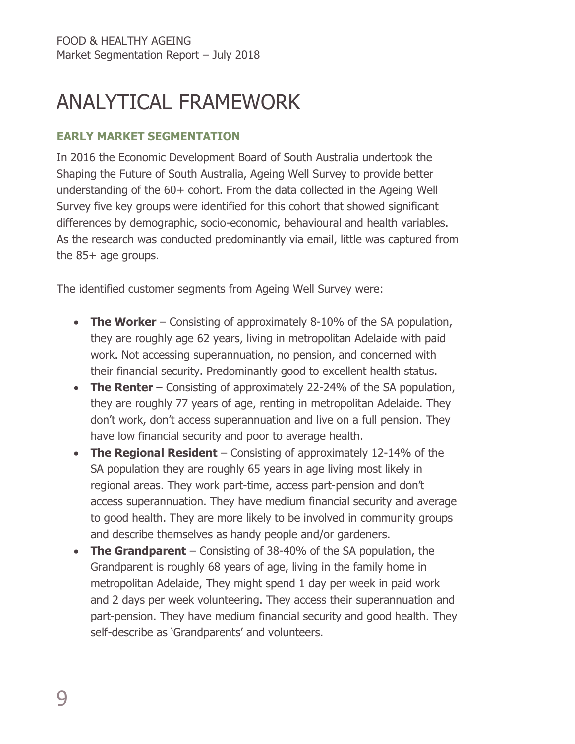# ANALYTICAL FRAMEWORK

### EARLY MARKET SEGMENTATION

In 2016 the Economic Development Board of South Australia undertook the Shaping the Future of South Australia, Ageing Well Survey to provide better understanding of the 60+ cohort. From the data collected in the Ageing Well Survey five key groups were identified for this cohort that showed significant differences by demographic, socio-economic, behavioural and health variables. As the research was conducted predominantly via email, little was captured from the 85+ age groups.

The identified customer segments from Ageing Well Survey were:

- **The Worker** – Consisting of approximately 8-10% of the SA population, they are roughly age 62 years, living in metropolitan Adelaide with paid work. Not accessing superannuation, no pension, and concerned with their financial security. Predominantly good to excellent health status.
- **The Renter** – Consisting of approximately 22-24% of the SA population, they are roughly 77 years of age, renting in metropolitan Adelaide. They don't work, don't access superannuation and live on a full pension. They have low financial security and poor to average health.
- **The Regional Resident** – Consisting of approximately 12-14% of the SA population they are roughly 65 years in age living most likely in regional areas. They work part-time, access part-pension and don't access superannuation. They have medium financial security and average to good health. They are more likely to be involved in community groups and describe themselves as handy people and/or gardeners.
- **The Grandparent** – Consisting of 38-40% of the SA population, the Grandparent is roughly 68 years of age, living in the family home in metropolitan Adelaide, They might spend 1 day per week in paid work and 2 days per week volunteering. They access their superannuation and part-pension. They have medium financial security and good health. They self-describe as 'Grandparents' and volunteers.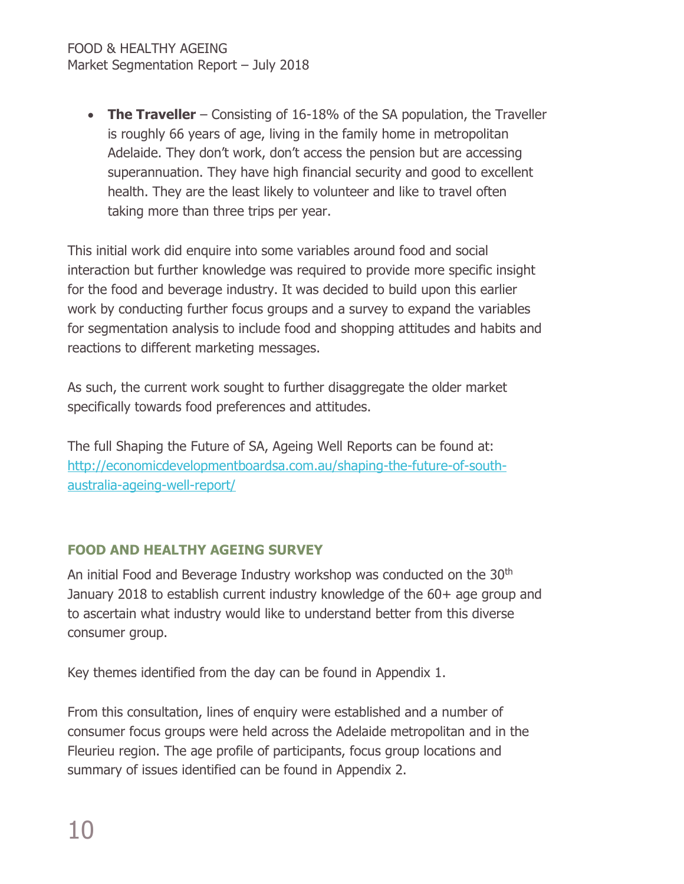- **The Traveller** – Consisting of 16-18% of the SA population, the Traveller is roughly 66 years of age, living in the family home in metropolitan Adelaide. They don't work, don't access the pension but are accessing superannuation. They have high financial security and good to excellent health. They are the least likely to volunteer and like to travel often taking more than three trips per year.

This initial work did enquire into some variables around food and social interaction but further knowledge was required to provide more specific insight for the food and beverage industry. It was decided to build upon this earlier work by conducting further focus groups and a survey to expand the variables for segmentation analysis to include food and shopping attitudes and habits and reactions to different marketing messages.

As such, the current work sought to further disaggregate the older market specifically towards food preferences and attitudes.

The full Shaping the Future of SA, Ageing Well Reports can be found at: [http://economicdevelopmentboardsa.com.au/shaping-the-future-of-south-australia-ageing-well-report/](http://economicdevelopmentboardsa.com.au/shaping-the-future-of-south-australia-ageing-well-report/)

## FOOD AND HEALTHY AGEING SURVEY

An initial Food and Beverage Industry workshop was conducted on the 30th January 2018 to establish current industry knowledge of the 60+ age group and to ascertain what industry would like to understand better from this diverse consumer group.

Key themes identified from the day can be found in Appendix 1.

From this consultation, lines of enquiry were established and a number of consumer focus groups were held across the Adelaide metropolitan and in the Fleurieu region. The age profile of participants, focus group locations and summary of issues identified can be found in Appendix 2.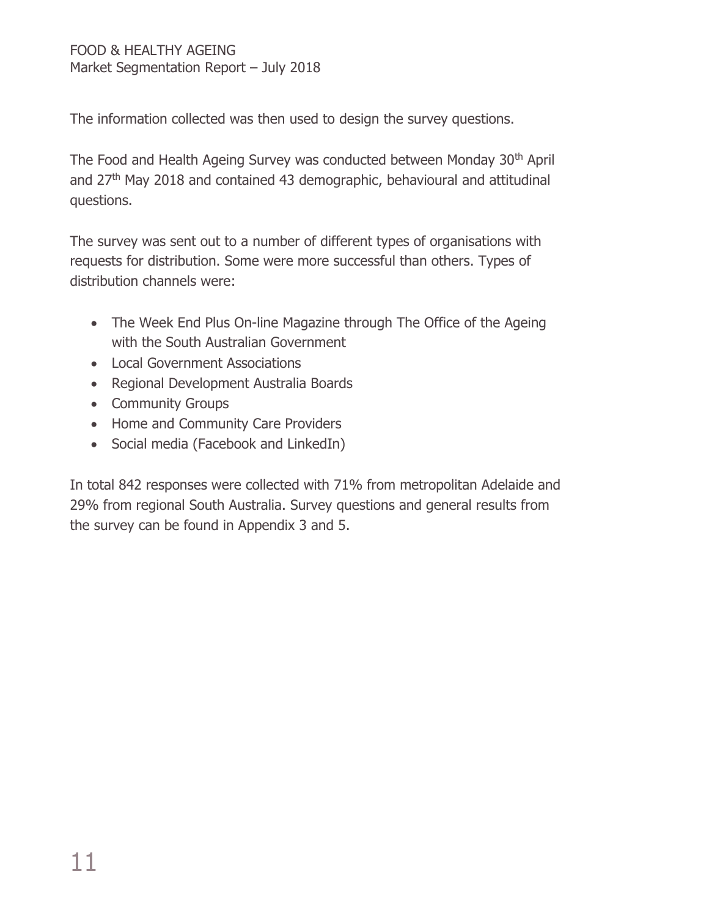The information collected was then used to design the survey questions.

The Food and Health Ageing Survey was conducted between Monday 30th April and 27th May 2018 and contained 43 demographic, behavioural and attitudinal questions.

The survey was sent out to a number of different types of organisations with requests for distribution. Some were more successful than others. Types of distribution channels were:

- The Week End Plus On-line Magazine through The Office of the Ageing with the South Australian Government
- Local Government Associations
- Regional Development Australia Boards
- Community Groups
- Home and Community Care Providers
- Social media (Facebook and LinkedIn)

In total 842 responses were collected with 71% from metropolitan Adelaide and 29% from regional South Australia. Survey questions and general results from the survey can be found in Appendix 3 and 5.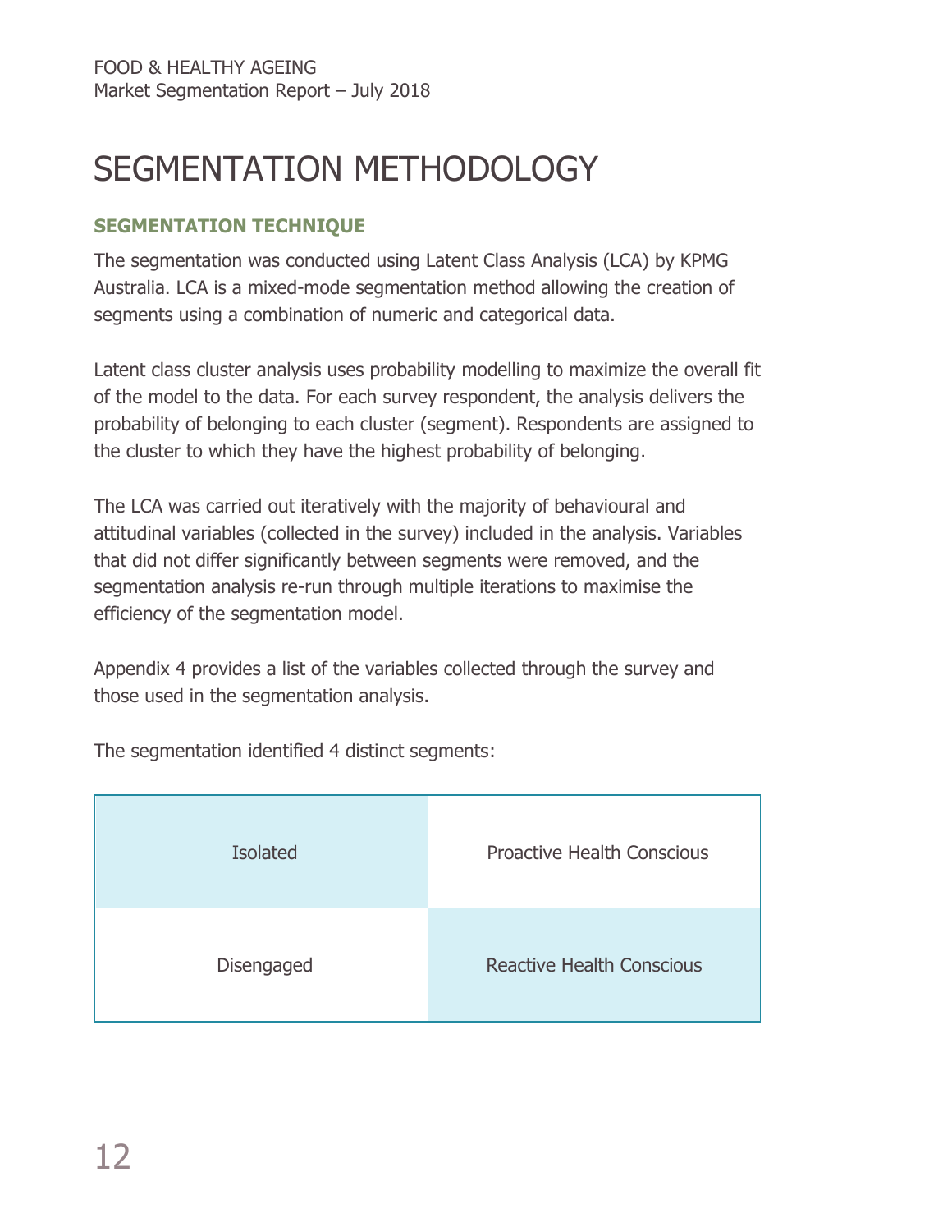# SEGMENTATION METHODOLOGY

### SEGMENTATION TECHNIQUE

The segmentation was conducted using Latent Class Analysis (LCA) by KPMG Australia. LCA is a mixed-mode segmentation method allowing the creation of segments using a combination of numeric and categorical data.

Latent class cluster analysis uses probability modelling to maximize the overall fit of the model to the data. For each survey respondent, the analysis delivers the probability of belonging to each cluster (segment). Respondents are assigned to the cluster to which they have the highest probability of belonging.

The LCA was carried out iteratively with the majority of behavioural and attitudinal variables (collected in the survey) included in the analysis. Variables that did not differ significantly between segments were removed, and the segmentation analysis re-run through multiple iterations to maximise the efficiency of the segmentation model.

Appendix 4 provides a list of the variables collected through the survey and those used in the segmentation analysis.

The segmentation identified 4 distinct segments:

| | |
|---|---|
| Isolated | Proactive Health Conscious |
| Disengaged | Reactive Health Conscious |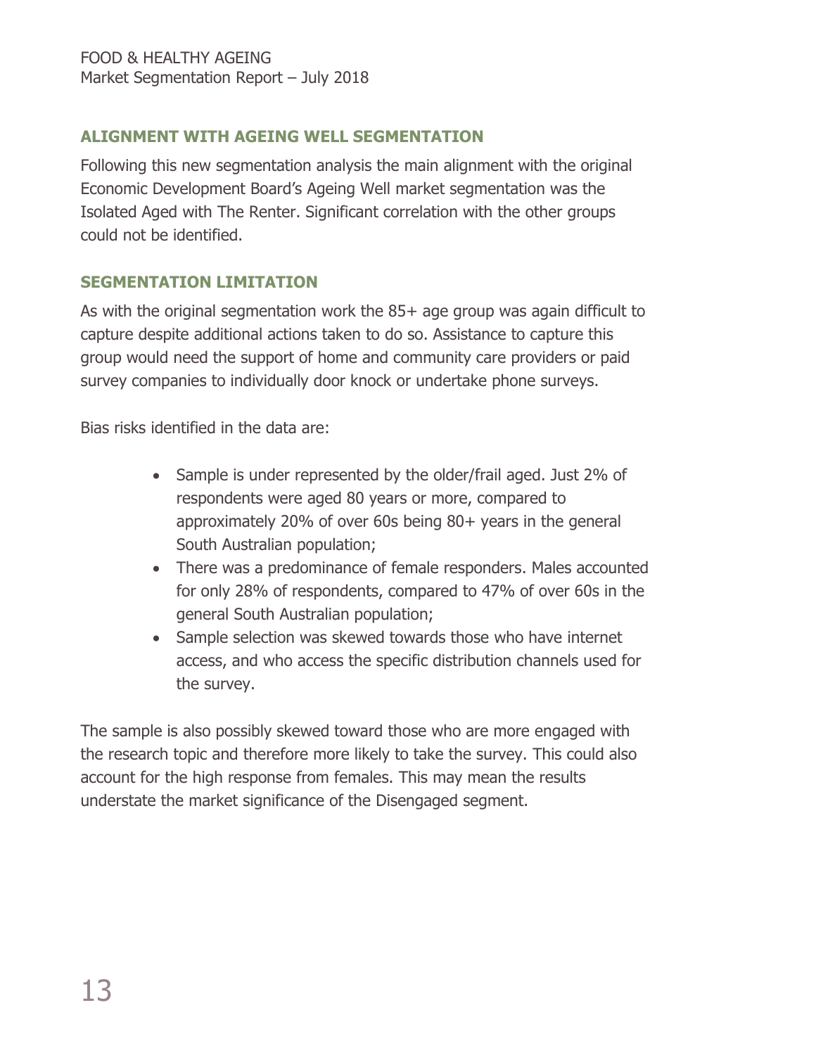## ALIGNMENT WITH AGEING WELL SEGMENTATION

Following this new segmentation analysis the main alignment with the original Economic Development Board's Ageing Well market segmentation was the Isolated Aged with The Renter. Significant correlation with the other groups could not be identified.

## SEGMENTATION LIMITATION

As with the original segmentation work the 85+ age group was again difficult to capture despite additional actions taken to do so. Assistance to capture this group would need the support of home and community care providers or paid survey companies to individually door knock or undertake phone surveys.

Bias risks identified in the data are:

- Sample is under represented by the older/frail aged. Just 2% of respondents were aged 80 years or more, compared to approximately 20% of over 60s being 80+ years in the general South Australian population;
- There was a predominance of female responders. Males accounted for only 28% of respondents, compared to 47% of over 60s in the general South Australian population;
- Sample selection was skewed towards those who have internet access, and who access the specific distribution channels used for the survey.

The sample is also possibly skewed toward those who are more engaged with the research topic and therefore more likely to take the survey. This could also account for the high response from females. This may mean the results understate the market significance of the Disengaged segment.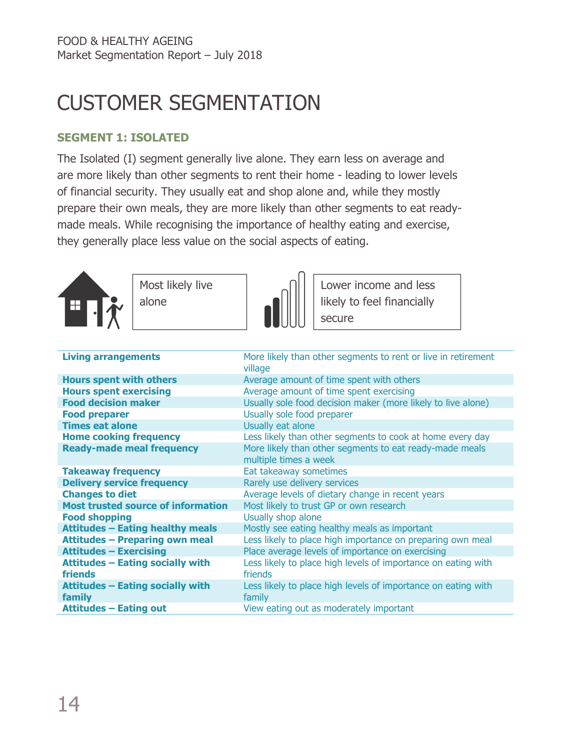# CUSTOMER SEGMENTATION

### SEGMENT 1: ISOLATED

The Isolated (I) segment generally live alone. They earn less on average and are more likely than other segments to rent their home - leading to lower levels of financial security. They usually eat and shop alone and, while they mostly prepare their own meals, they are more likely than other segments to eat ready-made meals. While recognising the importance of healthy eating and exercise, they generally place less value on the social aspects of eating.

Most likely live alone

Lower income and less likely to feel financially secure

| | |
|---|---|
| **Living arrangements** | More likely than other segments to rent or live in retirement village |
| **Hours spent with others** | Average amount of time spent with others |
| **Hours spent exercising** | Average amount of time spent exercising |
| **Food decision maker** | Usually sole food decision maker (more likely to live alone) |
| **Food preparer** | Usually sole food preparer |
| **Times eat alone** | Usually eat alone |
| **Home cooking frequency** | Less likely than other segments to cook at home every day |
| **Ready-made meal frequency** | More likely than other segments to eat ready-made meals multiple times a week |
| **Takeaway frequency** | Eat takeaway sometimes |
| **Delivery service frequency** | Rarely use delivery services |
| **Changes to diet** | Average levels of dietary change in recent years |
| **Most trusted source of information** | Most likely to trust GP or own research |
| **Food shopping** | Usually shop alone |
| **Attitudes – Eating healthy meals** | Mostly see eating healthy meals as important |
| **Attitudes – Preparing own meal** | Less likely to place high importance on preparing own meal |
| **Attitudes – Exercising** | Place average levels of importance on exercising |
| **Attitudes – Eating socially with friends** | Less likely to place high levels of importance on eating with friends |
| **Attitudes – Eating socially with family** | Less likely to place high levels of importance on eating with family |
| **Attitudes – Eating out** | View eating out as moderately important |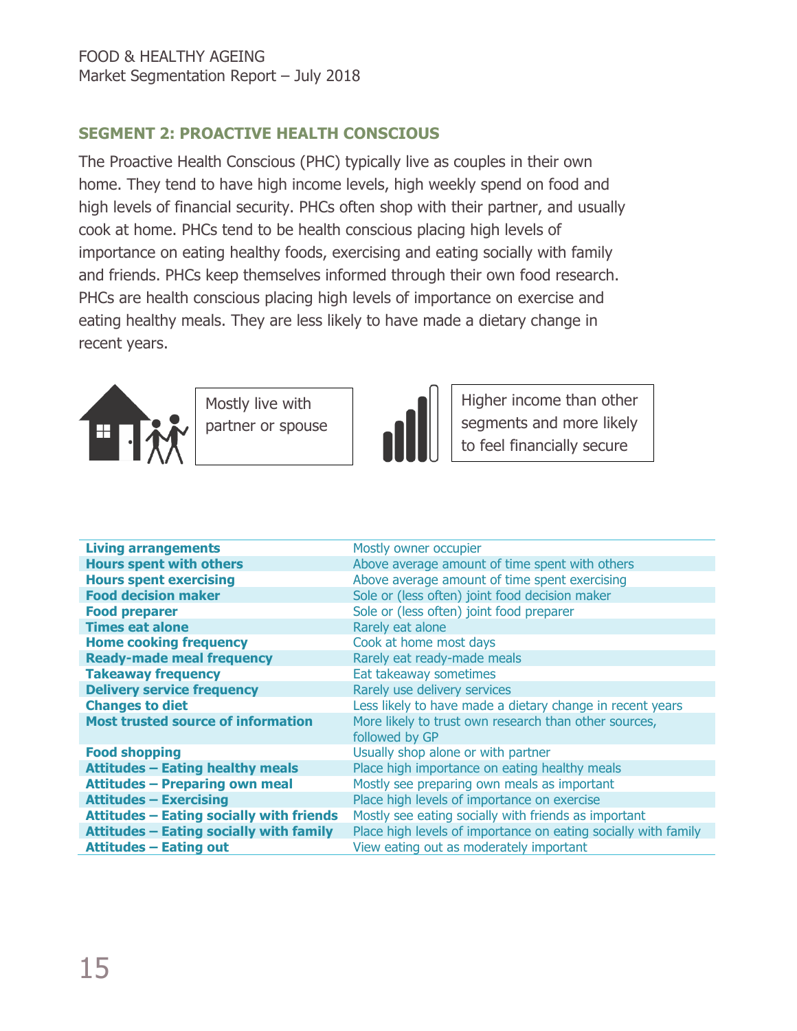## SEGMENT 2: PROACTIVE HEALTH CONSCIOUS

The Proactive Health Conscious (PHC) typically live as couples in their own home. They tend to have high income levels, high weekly spend on food and high levels of financial security. PHCs often shop with their partner, and usually cook at home. PHCs tend to be health conscious placing high levels of importance on eating healthy foods, exercising and eating socially with family and friends. PHCs keep themselves informed through their own food research. PHCs are health conscious placing high levels of importance on exercise and eating healthy meals. They are less likely to have made a dietary change in recent years.

Mostly live with partner or spouse

Higher income than other segments and more likely to feel financially secure

| | |
|---|---|
| **Living arrangements** | Mostly owner occupier |
| **Hours spent with others** | Above average amount of time spent with others |
| **Hours spent exercising** | Above average amount of time spent exercising |
| **Food decision maker** | Sole or (less often) joint food decision maker |
| **Food preparer** | Sole or (less often) joint food preparer |
| **Times eat alone** | Rarely eat alone |
| **Home cooking frequency** | Cook at home most days |
| **Ready-made meal frequency** | Rarely eat ready-made meals |
| **Takeaway frequency** | Eat takeaway sometimes |
| **Delivery service frequency** | Rarely use delivery services |
| **Changes to diet** | Less likely to have made a dietary change in recent years |
| **Most trusted source of information** | More likely to trust own research than other sources, followed by GP |
| **Food shopping** | Usually shop alone or with partner |
| **Attitudes – Eating healthy meals** | Place high importance on eating healthy meals |
| **Attitudes – Preparing own meal** | Mostly see preparing own meals as important |
| **Attitudes – Exercising** | Place high levels of importance on exercise |
| **Attitudes – Eating socially with friends** | Mostly see eating socially with friends as important |
| **Attitudes – Eating socially with family** | Place high levels of importance on eating socially with family |
| **Attitudes – Eating out** | View eating out as moderately important |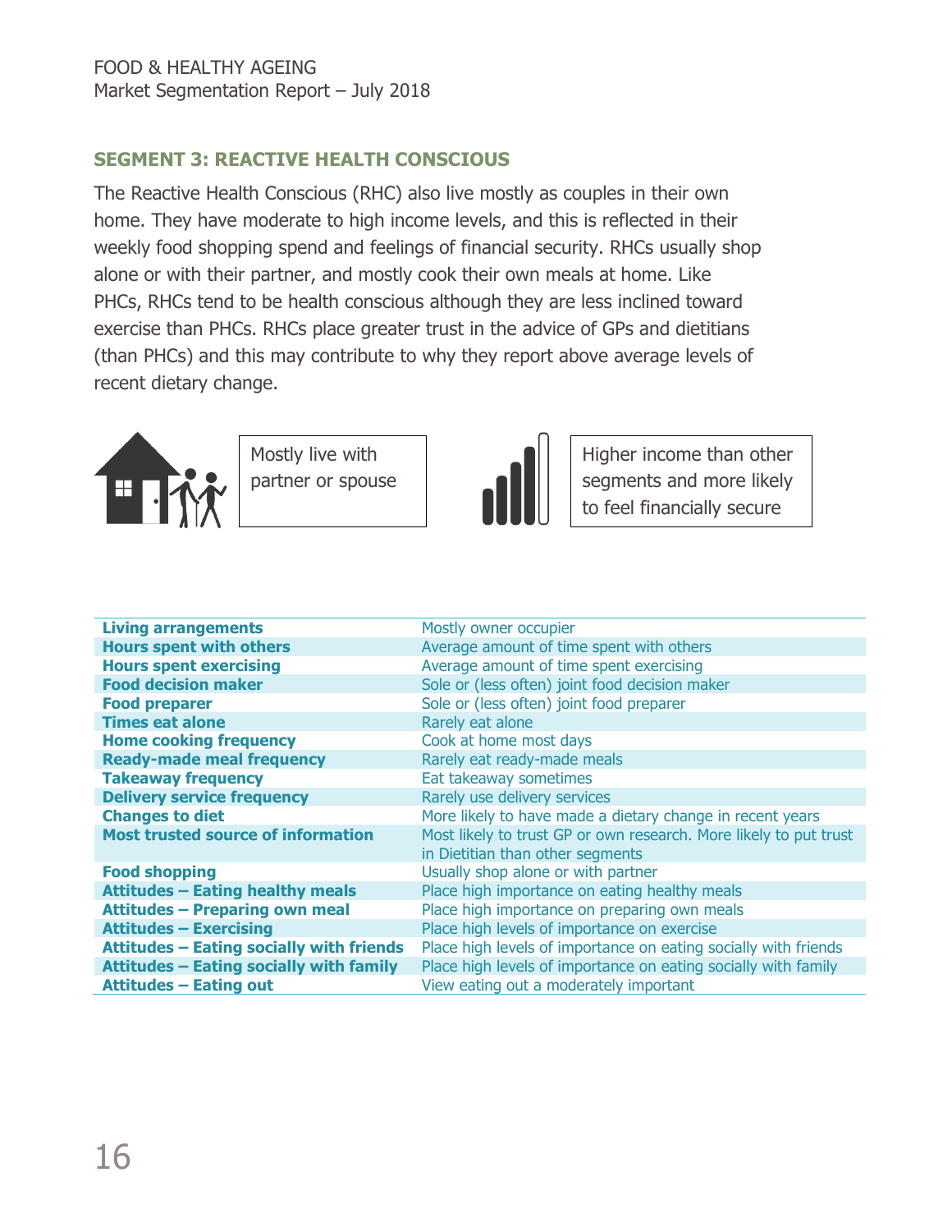## SEGMENT 3: REACTIVE HEALTH CONSCIOUS

The Reactive Health Conscious (RHC) also live mostly as couples in their own home. They have moderate to high income levels, and this is reflected in their weekly food shopping spend and feelings of financial security. RHCs usually shop alone or with their partner, and mostly cook their own meals at home. Like PHCs, RHCs tend to be health conscious although they are less inclined toward exercise than PHCs. RHCs place greater trust in the advice of GPs and dietitians (than PHCs) and this may contribute to why they report above average levels of recent dietary change.

Mostly live with partner or spouse

Higher income than other segments and more likely to feel financially secure

| | |
|---|---|
| **Living arrangements** | Mostly owner occupier |
| **Hours spent with others** | Average amount of time spent with others |
| **Hours spent exercising** | Average amount of time spent exercising |
| **Food decision maker** | Sole or (less often) joint food decision maker |
| **Food preparer** | Sole or (less often) joint food preparer |
| **Times eat alone** | Rarely eat alone |
| **Home cooking frequency** | Cook at home most days |
| **Ready-made meal frequency** | Rarely eat ready-made meals |
| **Takeaway frequency** | Eat takeaway sometimes |
| **Delivery service frequency** | Rarely use delivery services |
| **Changes to diet** | More likely to have made a dietary change in recent years |
| **Most trusted source of information** | Most likely to trust GP or own research. More likely to put trust in Dietitian than other segments |
| **Food shopping** | Usually shop alone or with partner |
| **Attitudes – Eating healthy meals** | Place high importance on eating healthy meals |
| **Attitudes – Preparing own meal** | Place high importance on preparing own meals |
| **Attitudes – Exercising** | Place high levels of importance on exercise |
| **Attitudes – Eating socially with friends** | Place high levels of importance on eating socially with friends |
| **Attitudes – Eating socially with family** | Place high levels of importance on eating socially with family |
| **Attitudes – Eating out** | View eating out a moderately important |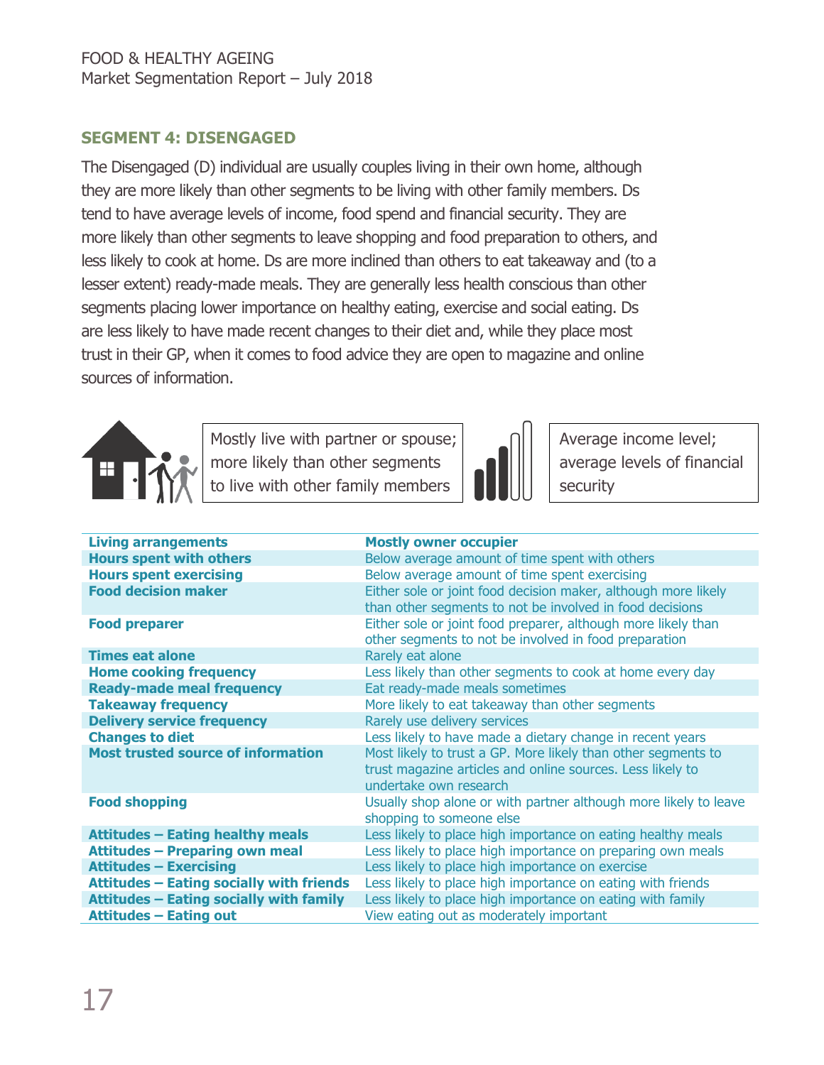## SEGMENT 4: DISENGAGED

The Disengaged (D) individual are usually couples living in their own home, although they are more likely than other segments to be living with other family members. Ds tend to have average levels of income, food spend and financial security. They are more likely than other segments to leave shopping and food preparation to others, and less likely to cook at home. Ds are more inclined than others to eat takeaway and (to a lesser extent) ready-made meals. They are generally less health conscious than other segments placing lower importance on healthy eating, exercise and social eating. Ds are less likely to have made recent changes to their diet and, while they place most trust in their GP, when it comes to food advice they are open to magazine and online sources of information.

Mostly live with partner or spouse; more likely than other segments to live with other family members

Average income level; average levels of financial security

| **Living arrangements** | **Mostly owner occupier** |
|---|---|
| **Hours spent with others** | Below average amount of time spent with others |
| **Hours spent exercising** | Below average amount of time spent exercising |
| **Food decision maker** | Either sole or joint food decision maker, although more likely than other segments to not be involved in food decisions |
| **Food preparer** | Either sole or joint food preparer, although more likely than other segments to not be involved in food preparation |
| **Times eat alone** | Rarely eat alone |
| **Home cooking frequency** | Less likely than other segments to cook at home every day |
| **Ready-made meal frequency** | Eat ready-made meals sometimes |
| **Takeaway frequency** | More likely to eat takeaway than other segments |
| **Delivery service frequency** | Rarely use delivery services |
| **Changes to diet** | Less likely to have made a dietary change in recent years |
| **Most trusted source of information** | Most likely to trust a GP. More likely than other segments to trust magazine articles and online sources. Less likely to undertake own research |
| **Food shopping** | Usually shop alone or with partner although more likely to leave shopping to someone else |
| **Attitudes – Eating healthy meals** | Less likely to place high importance on eating healthy meals |
| **Attitudes – Preparing own meal** | Less likely to place high importance on preparing own meals |
| **Attitudes – Exercising** | Less likely to place high importance on exercise |
| **Attitudes – Eating socially with friends** | Less likely to place high importance on eating with friends |
| **Attitudes – Eating socially with family** | Less likely to place high importance on eating with family |
| **Attitudes – Eating out** | View eating out as moderately important |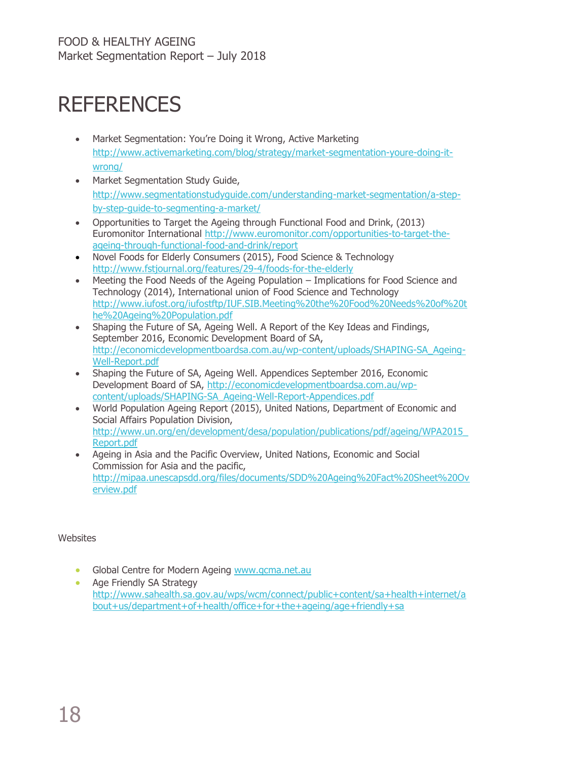# REFERENCES

- Market Segmentation: You're Doing it Wrong, Active Marketing http://www.activemarketing.com/blog/strategy/market-segmentation-youre-doing-it-wrong/
- Market Segmentation Study Guide, http://www.segmentationstudyguide.com/understanding-market-segmentation/a-step-by-step-guide-to-segmenting-a-market/
- Opportunities to Target the Ageing through Functional Food and Drink, (2013) Euromonitor International http://www.euromonitor.com/opportunities-to-target-the-ageing-through-functional-food-and-drink/report
- Novel Foods for Elderly Consumers (2015), Food Science & Technology http://www.fstjournal.org/features/29-4/foods-for-the-elderly
- Meeting the Food Needs of the Ageing Population – Implications for Food Science and Technology (2014), International union of Food Science and Technology http://www.iufost.org/iufostftp/IUF.SIB.Meeting%20the%20Food%20Needs%20of%20the%20Ageing%20Population.pdf
- Shaping the Future of SA, Ageing Well. A Report of the Key Ideas and Findings, September 2016, Economic Development Board of SA, http://economicdevelopmentboardsa.com.au/wp-content/uploads/SHAPING-SA_Ageing-Well-Report.pdf
- Shaping the Future of SA, Ageing Well. Appendices September 2016, Economic Development Board of SA, http://economicdevelopmentboardsa.com.au/wp-content/uploads/SHAPING-SA_Ageing-Well-Report-Appendices.pdf
- World Population Ageing Report (2015), United Nations, Department of Economic and Social Affairs Population Division, http://www.un.org/en/development/desa/population/publications/pdf/ageing/WPA2015_Report.pdf
- Ageing in Asia and the Pacific Overview, United Nations, Economic and Social Commission for Asia and the pacific, http://mipaa.unescapsdd.org/files/documents/SDD%20Ageing%20Fact%20Sheet%20Overview.pdf

Websites

- Global Centre for Modern Ageing www.gcma.net.au
- Age Friendly SA Strategy http://www.sahealth.sa.gov.au/wps/wcm/connect/public+content/sa+health+internet/about+us/department+of+health/office+for+the+ageing/age+friendly+sa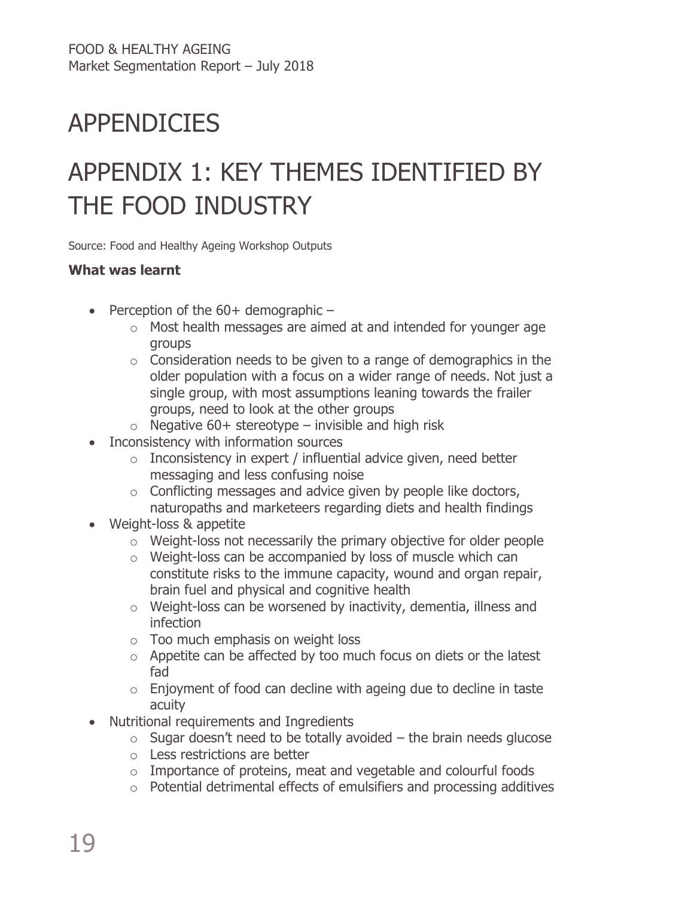# APPENDICIES

# APPENDIX 1: KEY THEMES IDENTIFIED BY THE FOOD INDUSTRY

Source: Food and Healthy Ageing Workshop Outputs

**What was learnt**

- Perception of the 60+ demographic –
  - Most health messages are aimed at and intended for younger age groups
  - Consideration needs to be given to a range of demographics in the older population with a focus on a wider range of needs. Not just a single group, with most assumptions leaning towards the frailer groups, need to look at the other groups
  - Negative 60+ stereotype – invisible and high risk
- Inconsistency with information sources
  - Inconsistency in expert / influential advice given, need better messaging and less confusing noise
  - Conflicting messages and advice given by people like doctors, naturopaths and marketeers regarding diets and health findings
- Weight-loss & appetite
  - Weight-loss not necessarily the primary objective for older people
  - Weight-loss can be accompanied by loss of muscle which can constitute risks to the immune capacity, wound and organ repair, brain fuel and physical and cognitive health
  - Weight-loss can be worsened by inactivity, dementia, illness and infection
  - Too much emphasis on weight loss
  - Appetite can be affected by too much focus on diets or the latest fad
  - Enjoyment of food can decline with ageing due to decline in taste acuity
- Nutritional requirements and Ingredients
  - Sugar doesn't need to be totally avoided – the brain needs glucose
  - Less restrictions are better
  - Importance of proteins, meat and vegetable and colourful foods
  - Potential detrimental effects of emulsifiers and processing additives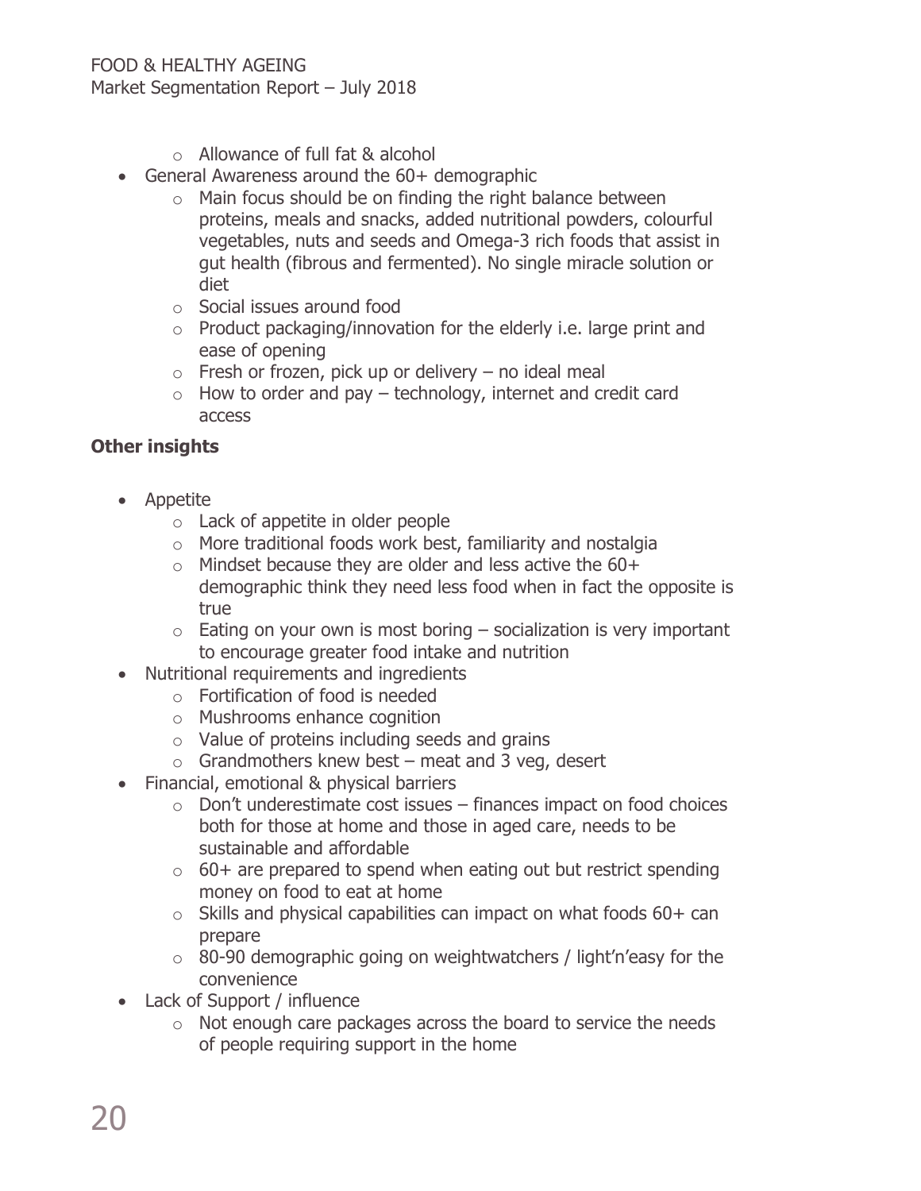- Allowance of full fat & alcohol
- General Awareness around the 60+ demographic
   - Main focus should be on finding the right balance between proteins, meals and snacks, added nutritional powders, colourful vegetables, nuts and seeds and Omega-3 rich foods that assist in gut health (fibrous and fermented). No single miracle solution or diet
   - Social issues around food
   - Product packaging/innovation for the elderly i.e. large print and ease of opening
   - Fresh or frozen, pick up or delivery – no ideal meal
   - How to order and pay – technology, internet and credit card access

**Other insights**

- Appetite
   - Lack of appetite in older people
   - More traditional foods work best, familiarity and nostalgia
   - Mindset because they are older and less active the 60+ demographic think they need less food when in fact the opposite is true
   - Eating on your own is most boring – socialization is very important to encourage greater food intake and nutrition
- Nutritional requirements and ingredients
   - Fortification of food is needed
   - Mushrooms enhance cognition
   - Value of proteins including seeds and grains
   - Grandmothers knew best – meat and 3 veg, desert
- Financial, emotional & physical barriers
   - Don't underestimate cost issues – finances impact on food choices both for those at home and those in aged care, needs to be sustainable and affordable
   - 60+ are prepared to spend when eating out but restrict spending money on food to eat at home
   - Skills and physical capabilities can impact on what foods 60+ can prepare
   - 80-90 demographic going on weightwatchers / light'n'easy for the convenience
- Lack of Support / influence
   - Not enough care packages across the board to service the needs of people requiring support in the home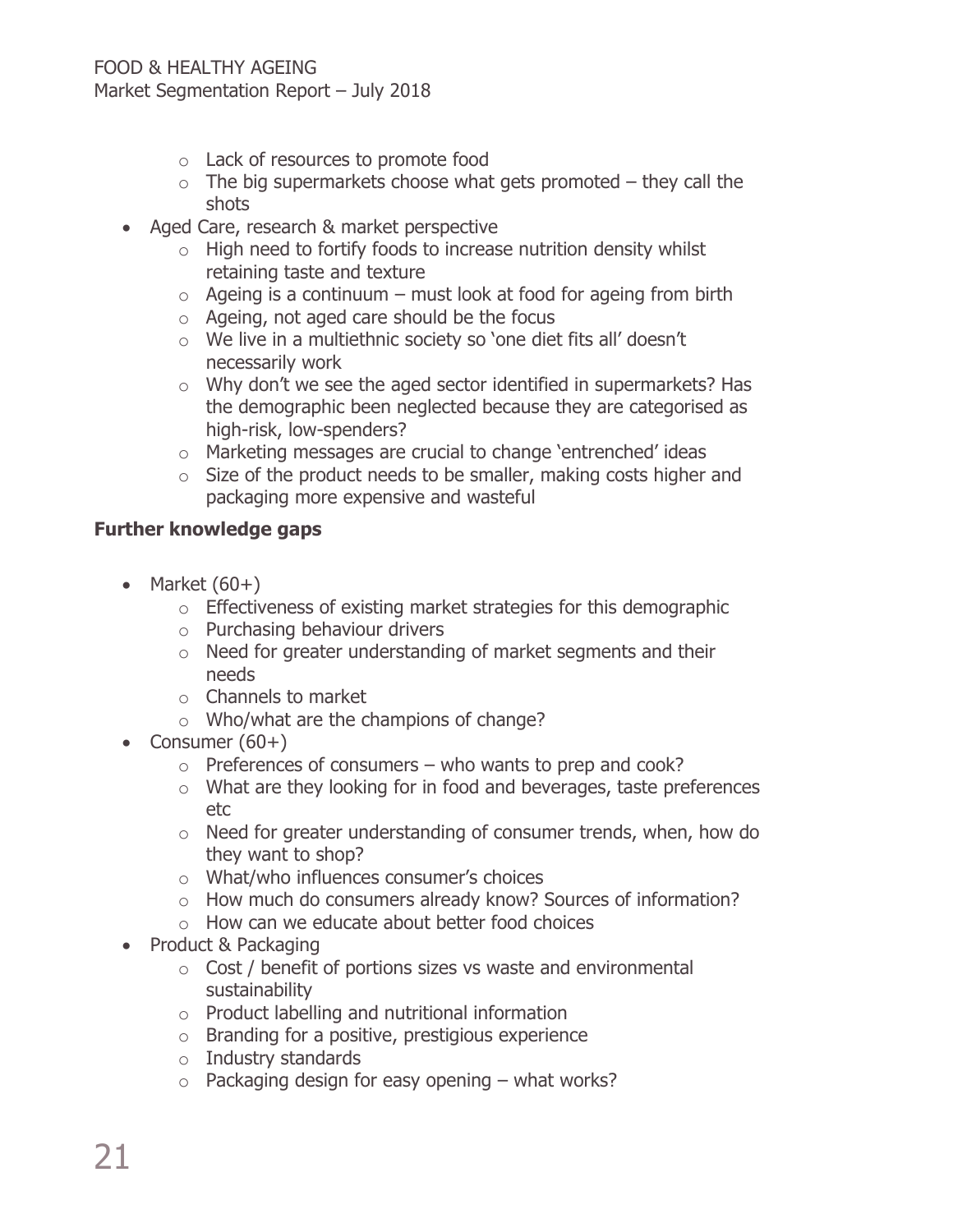- Lack of resources to promote food
    - The big supermarkets choose what gets promoted – they call the shots
- Aged Care, research & market perspective
    - High need to fortify foods to increase nutrition density whilst retaining taste and texture
    - Ageing is a continuum – must look at food for ageing from birth
    - Ageing, not aged care should be the focus
    - We live in a multiethnic society so 'one diet fits all' doesn't necessarily work
    - Why don't we see the aged sector identified in supermarkets? Has the demographic been neglected because they are categorised as high-risk, low-spenders?
    - Marketing messages are crucial to change 'entrenched' ideas
    - Size of the product needs to be smaller, making costs higher and packaging more expensive and wasteful

**Further knowledge gaps**

- Market (60+)
    - Effectiveness of existing market strategies for this demographic
    - Purchasing behaviour drivers
    - Need for greater understanding of market segments and their needs
    - Channels to market
    - Who/what are the champions of change?
- Consumer (60+)
    - Preferences of consumers – who wants to prep and cook?
    - What are they looking for in food and beverages, taste preferences etc
    - Need for greater understanding of consumer trends, when, how do they want to shop?
    - What/who influences consumer's choices
    - How much do consumers already know? Sources of information?
    - How can we educate about better food choices
- Product & Packaging
    - Cost / benefit of portions sizes vs waste and environmental sustainability
    - Product labelling and nutritional information
    - Branding for a positive, prestigious experience
    - Industry standards
    - Packaging design for easy opening – what works?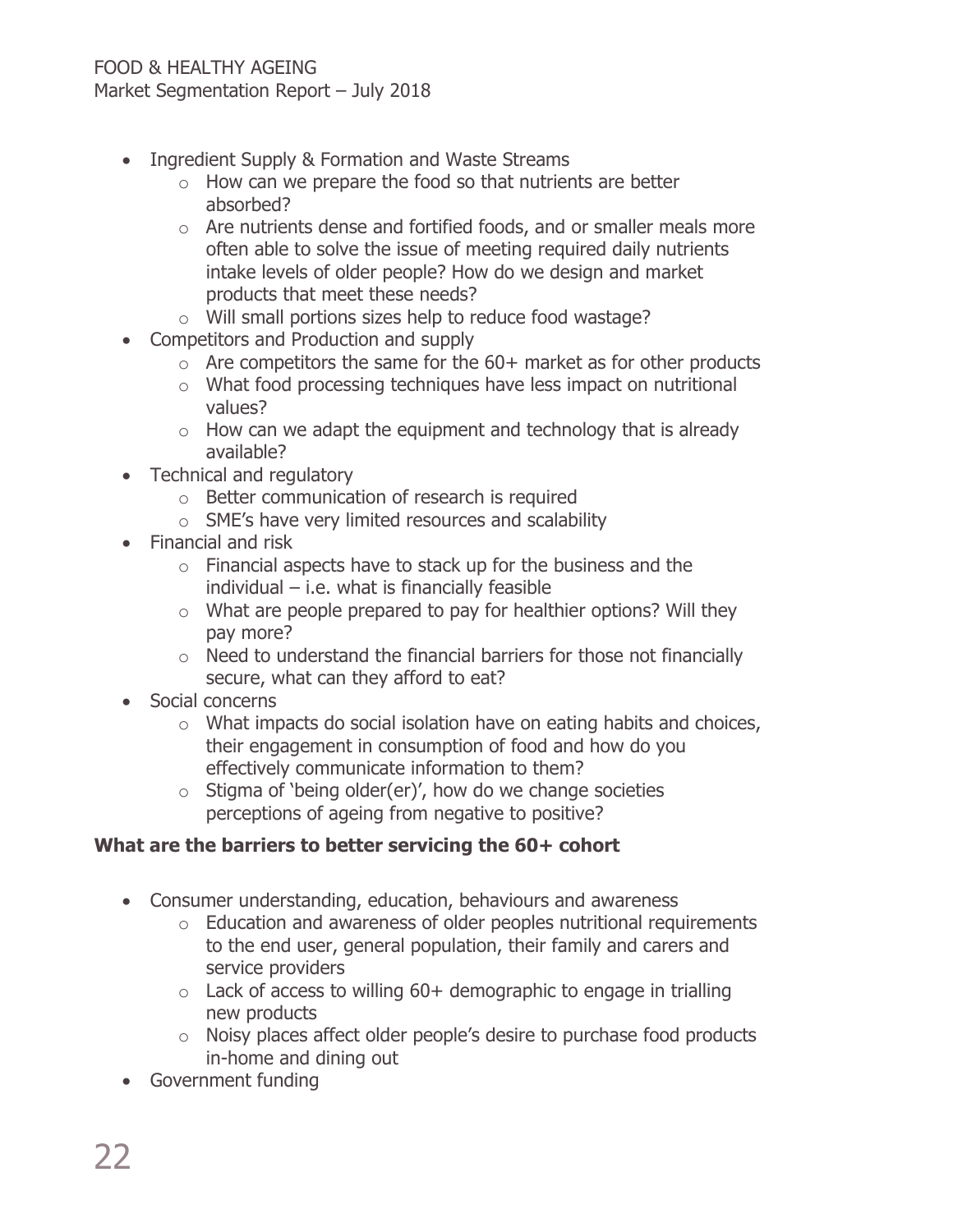- Ingredient Supply & Formation and Waste Streams
    - How can we prepare the food so that nutrients are better absorbed?
    - Are nutrients dense and fortified foods, and or smaller meals more often able to solve the issue of meeting required daily nutrients intake levels of older people? How do we design and market products that meet these needs?
    - Will small portions sizes help to reduce food wastage?
- Competitors and Production and supply
    - Are competitors the same for the 60+ market as for other products
    - What food processing techniques have less impact on nutritional values?
    - How can we adapt the equipment and technology that is already available?
- Technical and regulatory
    - Better communication of research is required
    - SME's have very limited resources and scalability
- Financial and risk
    - Financial aspects have to stack up for the business and the individual – i.e. what is financially feasible
    - What are people prepared to pay for healthier options? Will they pay more?
    - Need to understand the financial barriers for those not financially secure, what can they afford to eat?
- Social concerns
    - What impacts do social isolation have on eating habits and choices, their engagement in consumption of food and how do you effectively communicate information to them?
    - Stigma of 'being older(er)', how do we change societies perceptions of ageing from negative to positive?

**What are the barriers to better servicing the 60+ cohort**

- Consumer understanding, education, behaviours and awareness
    - Education and awareness of older peoples nutritional requirements to the end user, general population, their family and carers and service providers
    - Lack of access to willing 60+ demographic to engage in trialling new products
    - Noisy places affect older people's desire to purchase food products in-home and dining out
- Government funding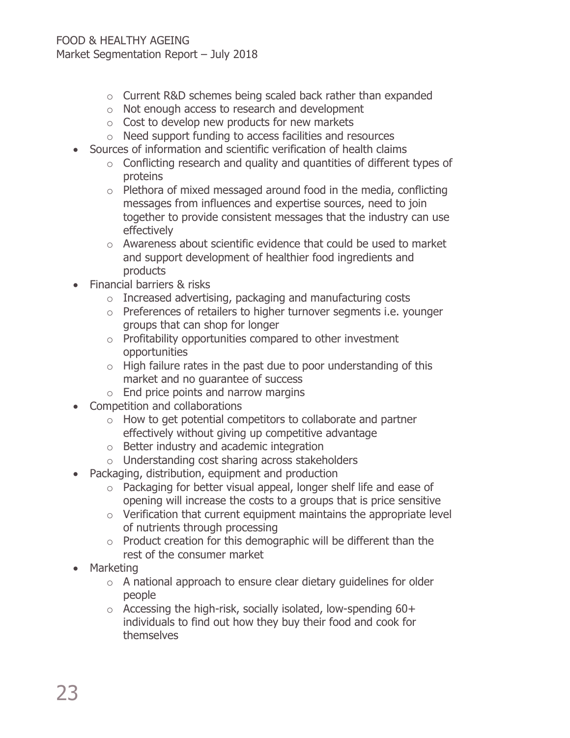- Current R&D schemes being scaled back rather than expanded
  - Not enough access to research and development
  - Cost to develop new products for new markets
  - Need support funding to access facilities and resources
- Sources of information and scientific verification of health claims
  - Conflicting research and quality and quantities of different types of proteins
  - Plethora of mixed messaged around food in the media, conflicting messages from influences and expertise sources, need to join together to provide consistent messages that the industry can use effectively
  - Awareness about scientific evidence that could be used to market and support development of healthier food ingredients and products
- Financial barriers & risks
  - Increased advertising, packaging and manufacturing costs
  - Preferences of retailers to higher turnover segments i.e. younger groups that can shop for longer
  - Profitability opportunities compared to other investment opportunities
  - High failure rates in the past due to poor understanding of this market and no guarantee of success
  - End price points and narrow margins
- Competition and collaborations
  - How to get potential competitors to collaborate and partner effectively without giving up competitive advantage
  - Better industry and academic integration
  - Understanding cost sharing across stakeholders
- Packaging, distribution, equipment and production
  - Packaging for better visual appeal, longer shelf life and ease of opening will increase the costs to a groups that is price sensitive
  - Verification that current equipment maintains the appropriate level of nutrients through processing
  - Product creation for this demographic will be different than the rest of the consumer market
- Marketing
  - A national approach to ensure clear dietary guidelines for older people
  - Accessing the high-risk, socially isolated, low-spending 60+ individuals to find out how they buy their food and cook for themselves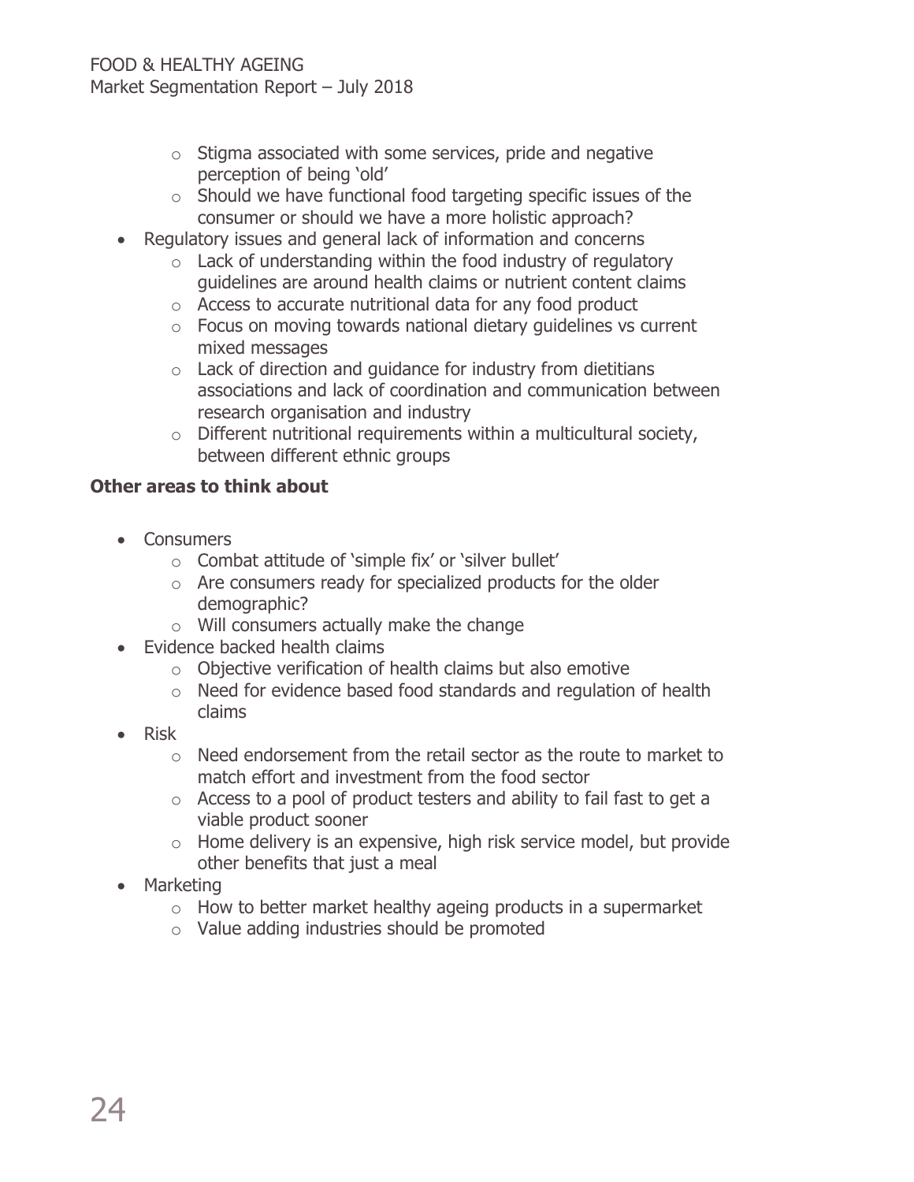- Stigma associated with some services, pride and negative perception of being 'old'
    - Should we have functional food targeting specific issues of the consumer or should we have a more holistic approach?
- Regulatory issues and general lack of information and concerns
    - Lack of understanding within the food industry of regulatory guidelines are around health claims or nutrient content claims
    - Access to accurate nutritional data for any food product
    - Focus on moving towards national dietary guidelines vs current mixed messages
    - Lack of direction and guidance for industry from dietitians associations and lack of coordination and communication between research organisation and industry
    - Different nutritional requirements within a multicultural society, between different ethnic groups

**Other areas to think about**

- Consumers
    - Combat attitude of 'simple fix' or 'silver bullet'
    - Are consumers ready for specialized products for the older demographic?
    - Will consumers actually make the change
- Evidence backed health claims
    - Objective verification of health claims but also emotive
    - Need for evidence based food standards and regulation of health claims
- Risk
    - Need endorsement from the retail sector as the route to market to match effort and investment from the food sector
    - Access to a pool of product testers and ability to fail fast to get a viable product sooner
    - Home delivery is an expensive, high risk service model, but provide other benefits that just a meal
- Marketing
    - How to better market healthy ageing products in a supermarket
    - Value adding industries should be promoted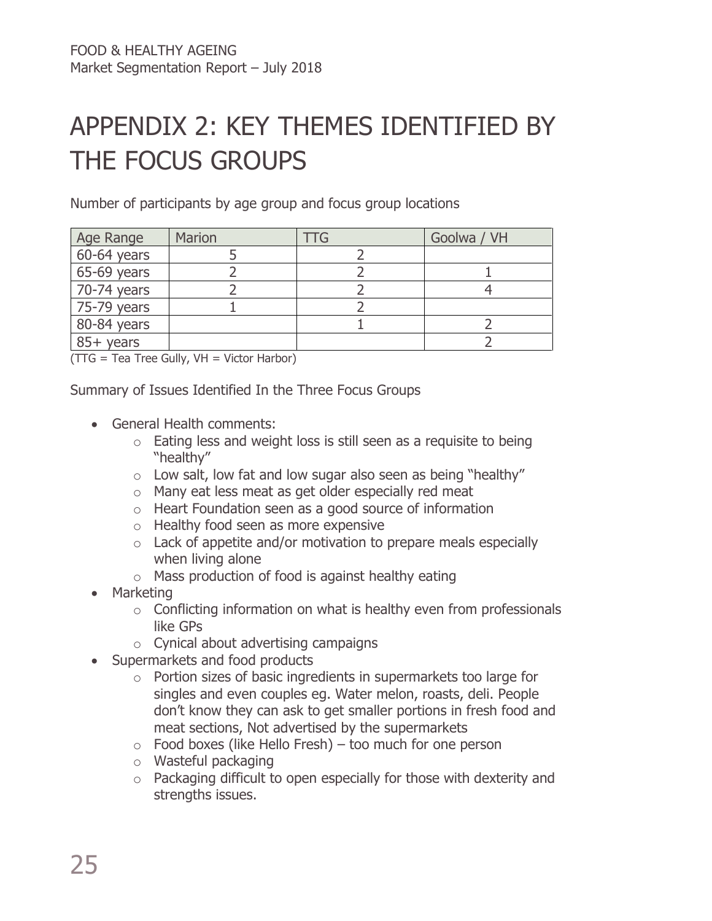# APPENDIX 2: KEY THEMES IDENTIFIED BY THE FOCUS GROUPS

Number of participants by age group and focus group locations

| Age Range | Marion | TTG | Goolwa / VH |
|---|---|---|---|
| 60-64 years | 5 | 2 | |
| 65-69 years | 2 | 2 | 1 |
| 70-74 years | 2 | 2 | 4 |
| 75-79 years | 1 | 2 | |
| 80-84 years | | 1 | 2 |
| 85+ years | | | 2 |

(TTG = Tea Tree Gully, VH = Victor Harbor)

Summary of Issues Identified In the Three Focus Groups

- General Health comments:
    - Eating less and weight loss is still seen as a requisite to being "healthy"
    - Low salt, low fat and low sugar also seen as being "healthy"
    - Many eat less meat as get older especially red meat
    - Heart Foundation seen as a good source of information
    - Healthy food seen as more expensive
    - Lack of appetite and/or motivation to prepare meals especially when living alone
    - Mass production of food is against healthy eating
- Marketing
    - Conflicting information on what is healthy even from professionals like GPs
    - Cynical about advertising campaigns
- Supermarkets and food products
    - Portion sizes of basic ingredients in supermarkets too large for singles and even couples eg. Water melon, roasts, deli. People don't know they can ask to get smaller portions in fresh food and meat sections, Not advertised by the supermarkets
    - Food boxes (like Hello Fresh) – too much for one person
    - Wasteful packaging
    - Packaging difficult to open especially for those with dexterity and strengths issues.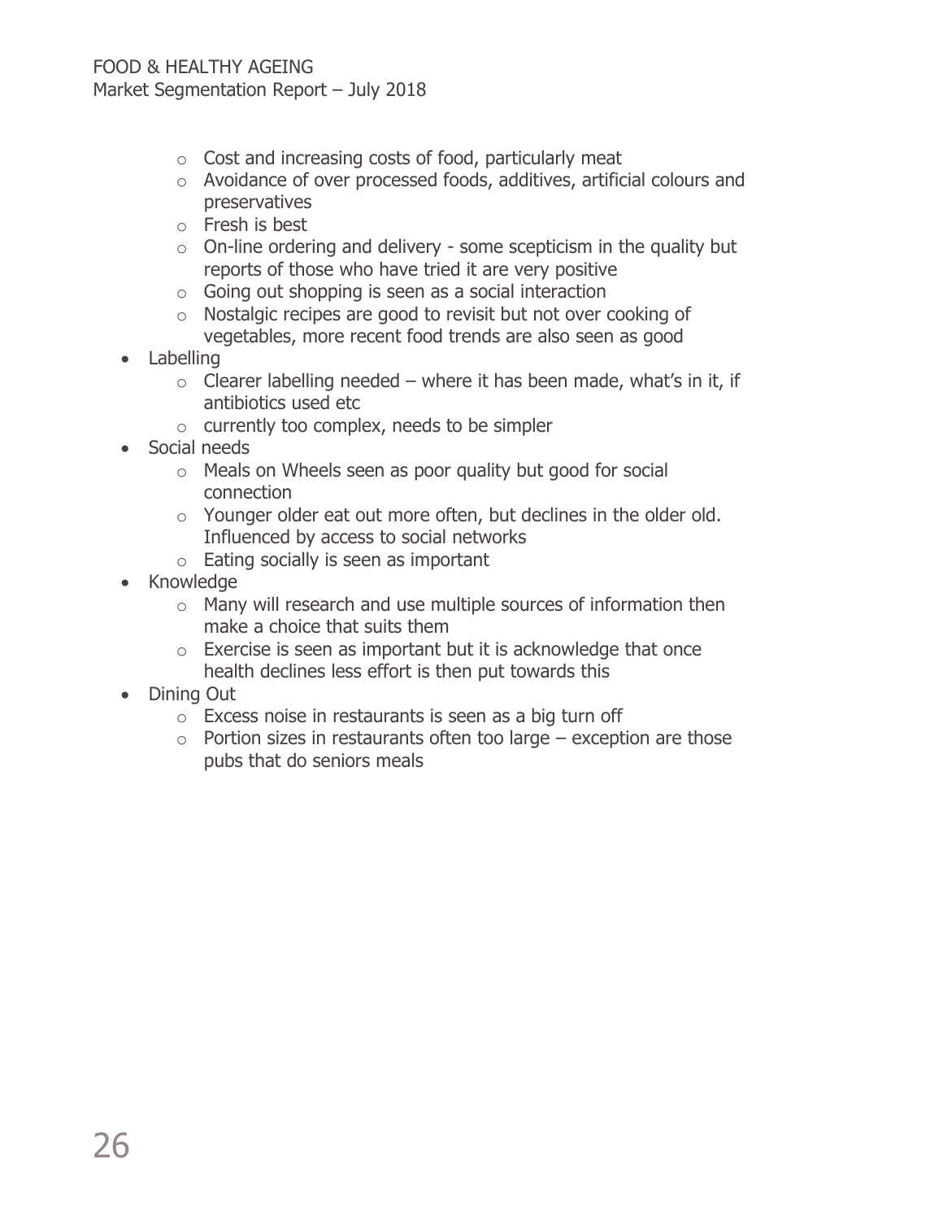- Cost and increasing costs of food, particularly meat
    - Avoidance of over processed foods, additives, artificial colours and preservatives
    - Fresh is best
    - On-line ordering and delivery - some scepticism in the quality but reports of those who have tried it are very positive
    - Going out shopping is seen as a social interaction
    - Nostalgic recipes are good to revisit but not over cooking of vegetables, more recent food trends are also seen as good
- Labelling
    - Clearer labelling needed – where it has been made, what's in it, if antibiotics used etc
    - currently too complex, needs to be simpler
- Social needs
    - Meals on Wheels seen as poor quality but good for social connection
    - Younger older eat out more often, but declines in the older old. Influenced by access to social networks
    - Eating socially is seen as important
- Knowledge
    - Many will research and use multiple sources of information then make a choice that suits them
    - Exercise is seen as important but it is acknowledge that once health declines less effort is then put towards this
- Dining Out
    - Excess noise in restaurants is seen as a big turn off
    - Portion sizes in restaurants often too large – exception are those pubs that do seniors meals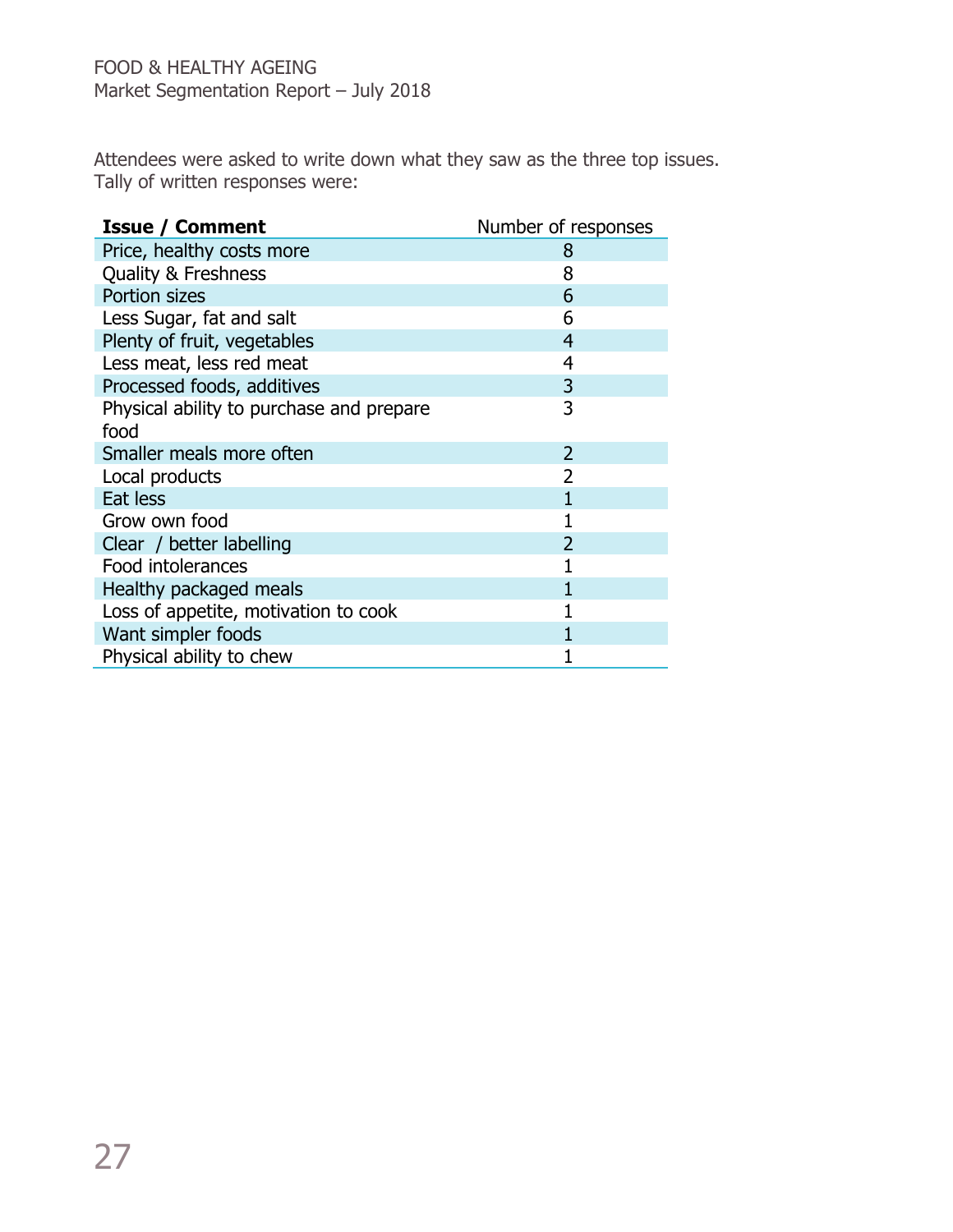Attendees were asked to write down what they saw as the three top issues. Tally of written responses were:

| Issue / Comment | Number of responses |
|---|---|
| Price, healthy costs more | 8 |
| Quality & Freshness | 8 |
| Portion sizes | 6 |
| Less Sugar, fat and salt | 6 |
| Plenty of fruit, vegetables | 4 |
| Less meat, less red meat | 4 |
| Processed foods, additives | 3 |
| Physical ability to purchase and prepare food | 3 |
| Smaller meals more often | 2 |
| Local products | 2 |
| Eat less | 1 |
| Grow own food | 1 |
| Clear / better labelling | 2 |
| Food intolerances | 1 |
| Healthy packaged meals | 1 |
| Loss of appetite, motivation to cook | 1 |
| Want simpler foods | 1 |
| Physical ability to chew | 1 |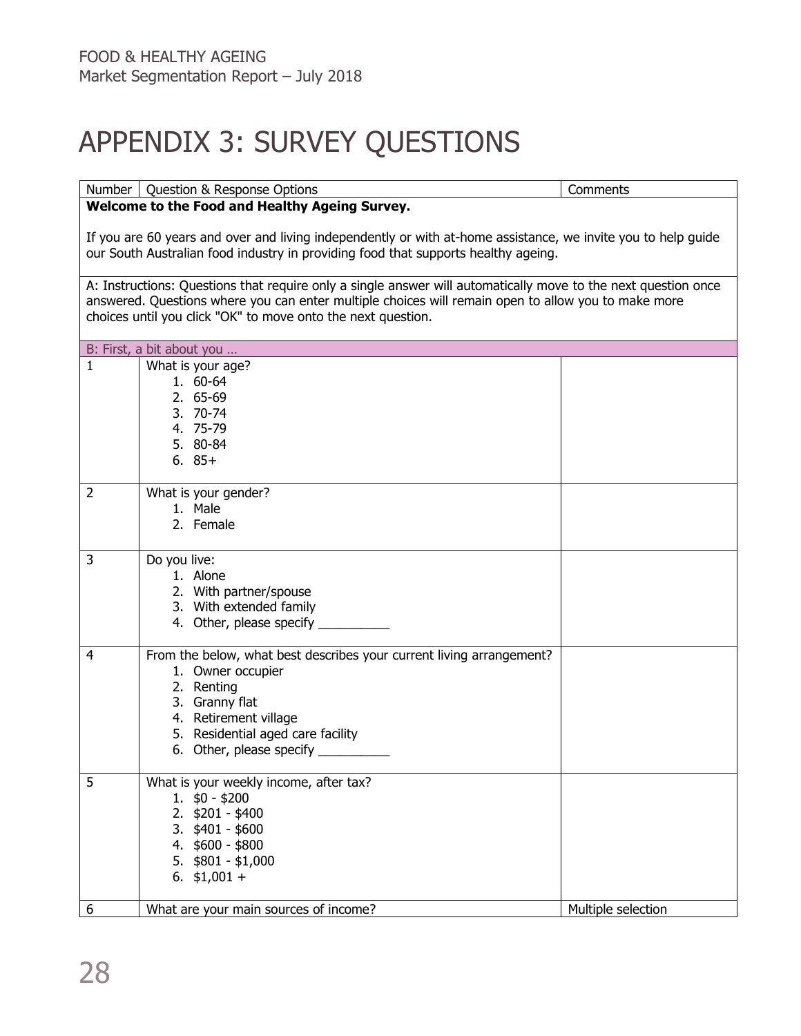# APPENDIX 3: SURVEY QUESTIONS

| Number | Question & Response Options | Comments |
|---|---|---|
| **Welcome to the Food and Healthy Ageing Survey.**<br><br>If you are 60 years and over and living independently or with at-home assistance, we invite you to help guide our South Australian food industry in providing food that supports healthy ageing. | | |
| A: Instructions: Questions that require only a single answer will automatically move to the next question once answered. Questions where you can enter multiple choices will remain open to allow you to make more choices until you click "OK" to move onto the next question. | | |
| B: First, a bit about you … | | |
| 1 | What is your age?<br>1. 60-64<br>2. 65-69<br>3. 70-74<br>4. 75-79<br>5. 80-84<br>6. 85+ | |
| 2 | What is your gender?<br>1. Male<br>2. Female | |
| 3 | Do you live:<br>1. Alone<br>2. With partner/spouse<br>3. With extended family<br>4. Other, please specify __________ | |
| 4 | From the below, what best describes your current living arrangement?<br>1. Owner occupier<br>2. Renting<br>3. Granny flat<br>4. Retirement village<br>5. Residential aged care facility<br>6. Other, please specify __________ | |
| 5 | What is your weekly income, after tax?<br>1. $0 - $200<br>2. $201 - $400<br>3. $401 - $600<br>4. $600 - $800<br>5. $801 - $1,000<br>6. $1,001 + | |
| 6 | What are your main sources of income? | Multiple selection |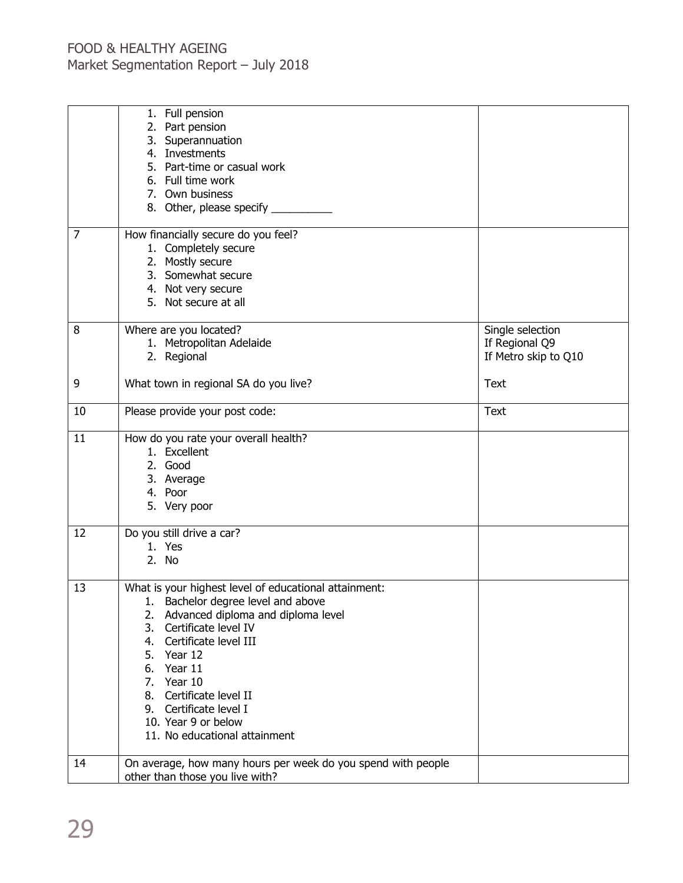| | | |
|---|---|---|
| | 1. Full pension<br>2. Part pension<br>3. Superannuation<br>4. Investments<br>5. Part-time or casual work<br>6. Full time work<br>7. Own business<br>8. Other, please specify __________ | |
| 7 | How financially secure do you feel?<br>1. Completely secure<br>2. Mostly secure<br>3. Somewhat secure<br>4. Not very secure<br>5. Not secure at all | |
| 8 | Where are you located?<br>1. Metropolitan Adelaide<br>2. Regional | Single selection<br>If Regional Q9<br>If Metro skip to Q10 |
| 9 | What town in regional SA do you live? | Text |
| 10 | Please provide your post code: | Text |
| 11 | How do you rate your overall health?<br>1. Excellent<br>2. Good<br>3. Average<br>4. Poor<br>5. Very poor | |
| 12 | Do you still drive a car?<br>1. Yes<br>2. No | |
| 13 | What is your highest level of educational attainment:<br>1. Bachelor degree level and above<br>2. Advanced diploma and diploma level<br>3. Certificate level IV<br>4. Certificate level III<br>5. Year 12<br>6. Year 11<br>7. Year 10<br>8. Certificate level II<br>9. Certificate level I<br>10. Year 9 or below<br>11. No educational attainment | |
| 14 | On average, how many hours per week do you spend with people other than those you live with? | |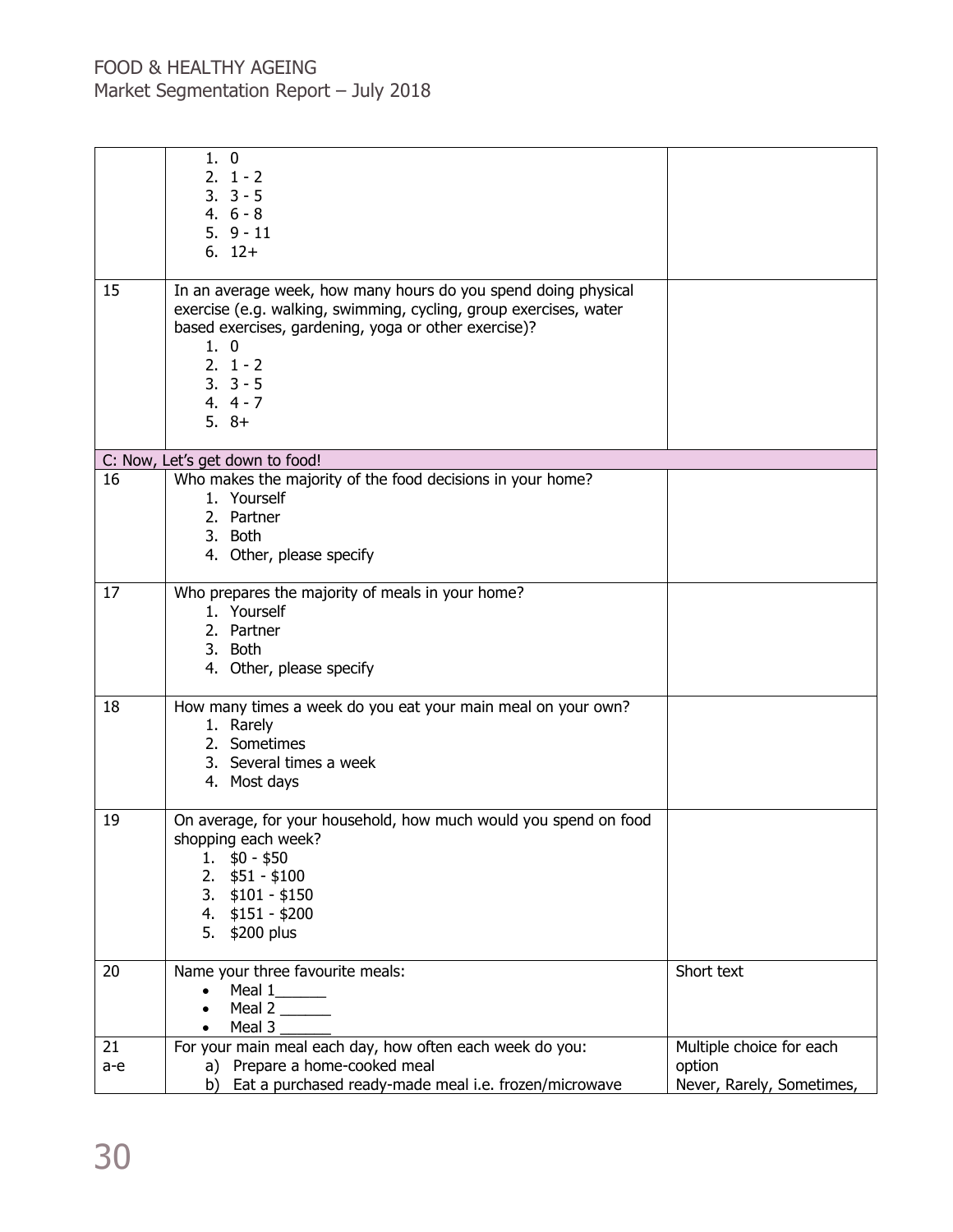| | | |
|---|---|---|
| | 1. 0<br>2. 1 - 2<br>3. 3 - 5<br>4. 6 - 8<br>5. 9 - 11<br>6. 12+ | |
| 15 | In an average week, how many hours do you spend doing physical exercise (e.g. walking, swimming, cycling, group exercises, water based exercises, gardening, yoga or other exercise)?<br>1. 0<br>2. 1 - 2<br>3. 3 - 5<br>4. 4 - 7<br>5. 8+ | |
| C: Now, Let's get down to food! | | |
| 16 | Who makes the majority of the food decisions in your home?<br>1. Yourself<br>2. Partner<br>3. Both<br>4. Other, please specify | |
| 17 | Who prepares the majority of meals in your home?<br>1. Yourself<br>2. Partner<br>3. Both<br>4. Other, please specify | |
| 18 | How many times a week do you eat your main meal on your own?<br>1. Rarely<br>2. Sometimes<br>3. Several times a week<br>4. Most days | |
| 19 | On average, for your household, how much would you spend on food shopping each week?<br>1. $0 - $50<br>2. $51 - $100<br>3. $101 - $150<br>4. $151 - $200<br>5. $200 plus | |
| 20 | Name your three favourite meals:<br>• Meal 1______<br>• Meal 2 ______<br>• Meal 3 ______ | Short text |
| 21 a-e | For your main meal each day, how often each week do you:<br>a) Prepare a home-cooked meal<br>b) Eat a purchased ready-made meal i.e. frozen/microwave | Multiple choice for each option<br>Never, Rarely, Sometimes, |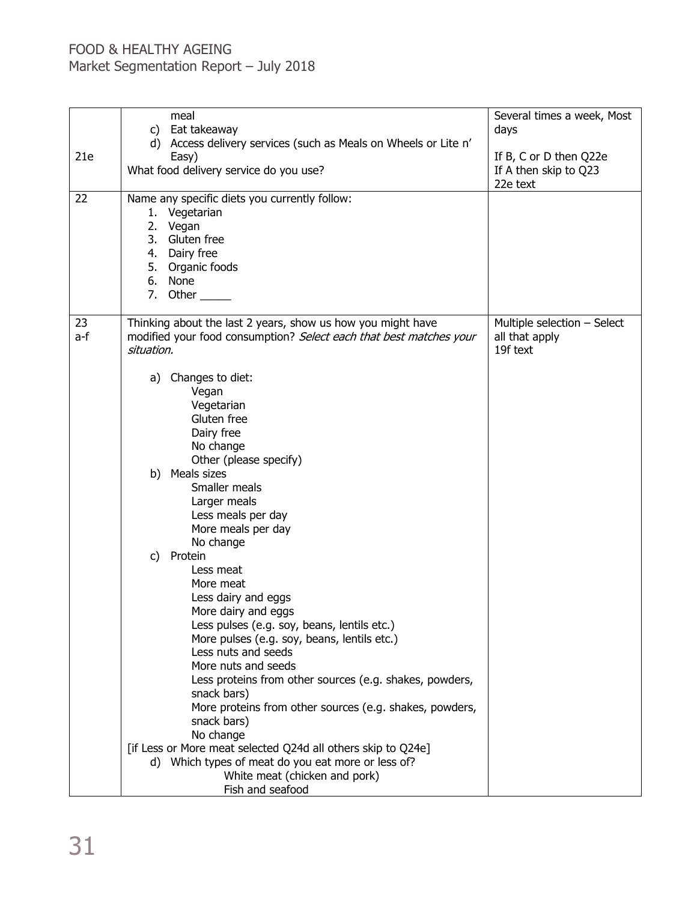| | | |
|---|---|---|
| 21e | meal<br>c) Eat takeaway<br>d) Access delivery services (such as Meals on Wheels or Lite n' Easy)<br>What food delivery service do you use? | Several times a week, Most days<br><br>If B, C or D then Q22e<br>If A then skip to Q23<br>22e text |
| 22 | Name any specific diets you currently follow:<br>1. Vegetarian<br>2. Vegan<br>3. Gluten free<br>4. Dairy free<br>5. Organic foods<br>6. None<br>7. Other _____ | |
| 23 a-f | Thinking about the last 2 years, show us how you might have modified your food consumption? *Select each that best matches your situation.*<br><br>a) Changes to diet:<br>Vegan<br>Vegetarian<br>Gluten free<br>Dairy free<br>No change<br>Other (please specify)<br>b) Meals sizes<br>Smaller meals<br>Larger meals<br>Less meals per day<br>More meals per day<br>No change<br>c) Protein<br>Less meat<br>More meat<br>Less dairy and eggs<br>More dairy and eggs<br>Less pulses (e.g. soy, beans, lentils etc.)<br>More pulses (e.g. soy, beans, lentils etc.)<br>Less nuts and seeds<br>More nuts and seeds<br>Less proteins from other sources (e.g. shakes, powders, snack bars)<br>More proteins from other sources (e.g. shakes, powders, snack bars)<br>No change<br>[if Less or More meat selected Q24d all others skip to Q24e]<br>d) Which types of meat do you eat more or less of?<br>White meat (chicken and pork)<br>Fish and seafood | Multiple selection – Select all that apply<br>19f text |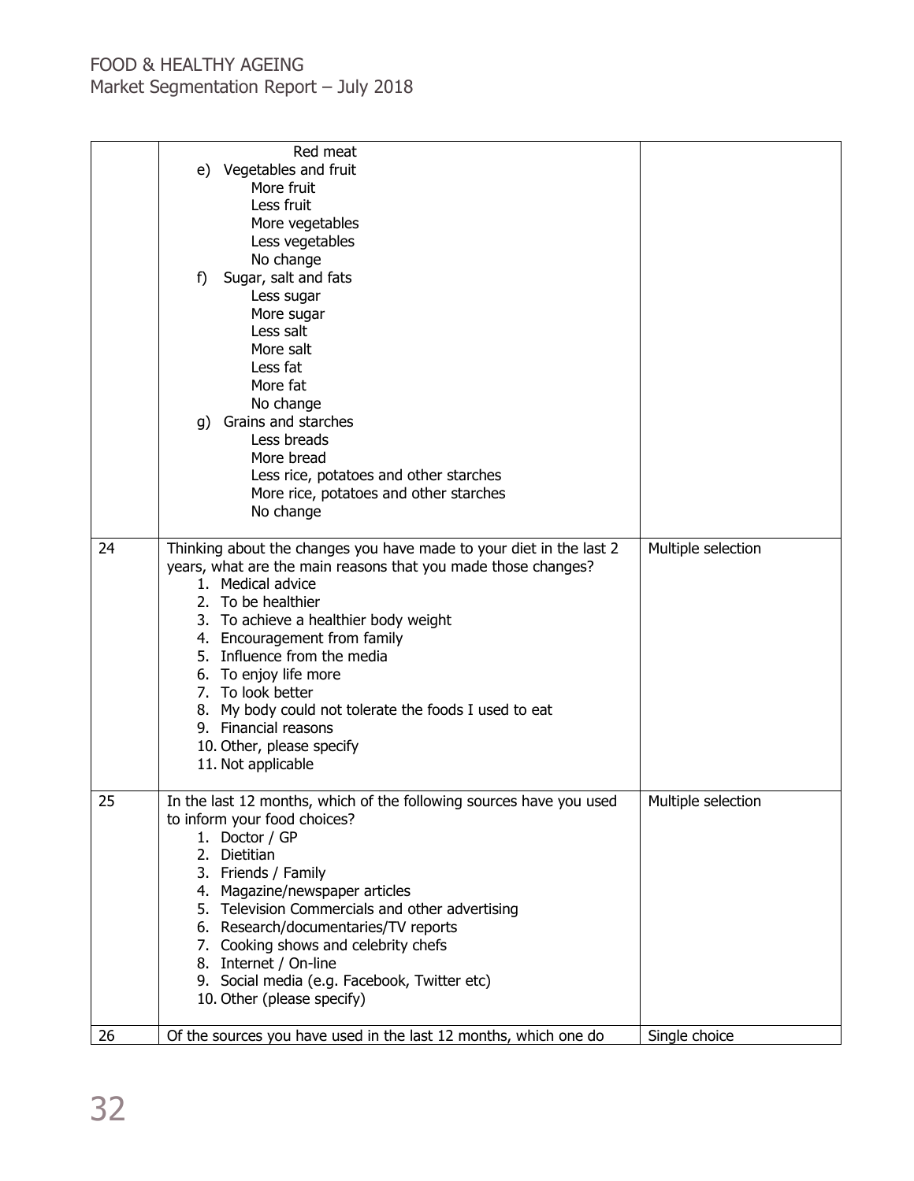| | | |
|---|---|---|
| | Red meat<br>e) Vegetables and fruit<br>More fruit<br>Less fruit<br>More vegetables<br>Less vegetables<br>No change<br>f) Sugar, salt and fats<br>Less sugar<br>More sugar<br>Less salt<br>More salt<br>Less fat<br>More fat<br>No change<br>g) Grains and starches<br>Less breads<br>More bread<br>Less rice, potatoes and other starches<br>More rice, potatoes and other starches<br>No change | |
| 24 | Thinking about the changes you have made to your diet in the last 2 years, what are the main reasons that you made those changes?<br>1. Medical advice<br>2. To be healthier<br>3. To achieve a healthier body weight<br>4. Encouragement from family<br>5. Influence from the media<br>6. To enjoy life more<br>7. To look better<br>8. My body could not tolerate the foods I used to eat<br>9. Financial reasons<br>10. Other, please specify<br>11. Not applicable | Multiple selection |
| 25 | In the last 12 months, which of the following sources have you used to inform your food choices?<br>1. Doctor / GP<br>2. Dietitian<br>3. Friends / Family<br>4. Magazine/newspaper articles<br>5. Television Commercials and other advertising<br>6. Research/documentaries/TV reports<br>7. Cooking shows and celebrity chefs<br>8. Internet / On-line<br>9. Social media (e.g. Facebook, Twitter etc)<br>10. Other (please specify) | Multiple selection |
| 26 | Of the sources you have used in the last 12 months, which one do | Single choice |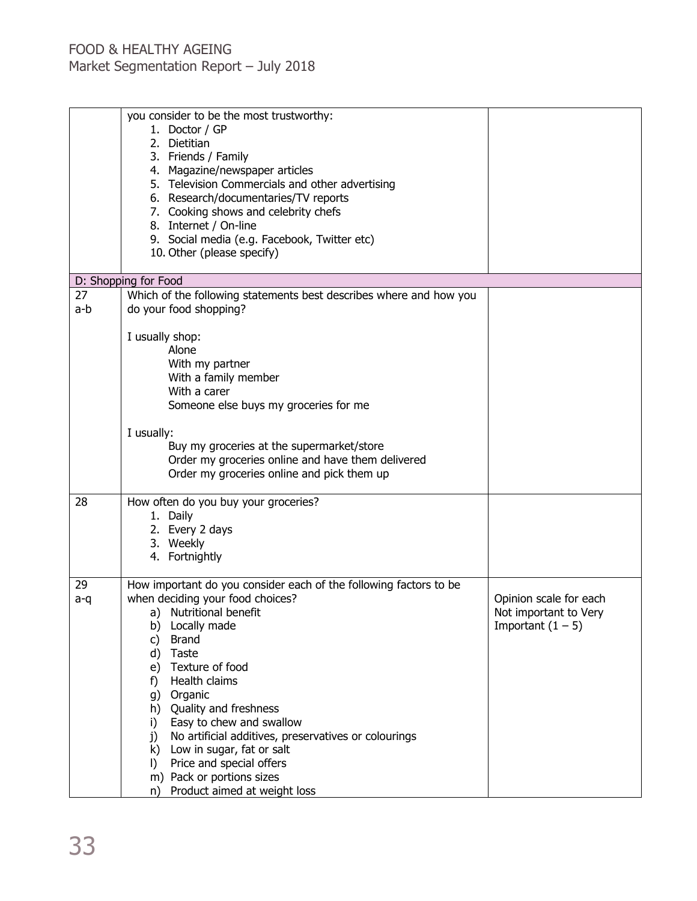| | | |
|---|---|---|
| | you consider to be the most trustworthy:<br>1. Doctor / GP<br>2. Dietitian<br>3. Friends / Family<br>4. Magazine/newspaper articles<br>5. Television Commercials and other advertising<br>6. Research/documentaries/TV reports<br>7. Cooking shows and celebrity chefs<br>8. Internet / On-line<br>9. Social media (e.g. Facebook, Twitter etc)<br>10. Other (please specify) | |
| D: Shopping for Food | | |
| 27<br>a-b | Which of the following statements best describes where and how you do your food shopping?<br><br>I usually shop:<br>Alone<br>With my partner<br>With a family member<br>With a carer<br>Someone else buys my groceries for me<br><br>I usually:<br>Buy my groceries at the supermarket/store<br>Order my groceries online and have them delivered<br>Order my groceries online and pick them up | |
| 28 | How often do you buy your groceries?<br>1. Daily<br>2. Every 2 days<br>3. Weekly<br>4. Fortnightly | |
| 29<br>a-q | How important do you consider each of the following factors to be when deciding your food choices?<br>a) Nutritional benefit<br>b) Locally made<br>c) Brand<br>d) Taste<br>e) Texture of food<br>f) Health claims<br>g) Organic<br>h) Quality and freshness<br>i) Easy to chew and swallow<br>j) No artificial additives, preservatives or colourings<br>k) Low in sugar, fat or salt<br>l) Price and special offers<br>m) Pack or portions sizes<br>n) Product aimed at weight loss | Opinion scale for each Not important to Very Important (1 – 5) |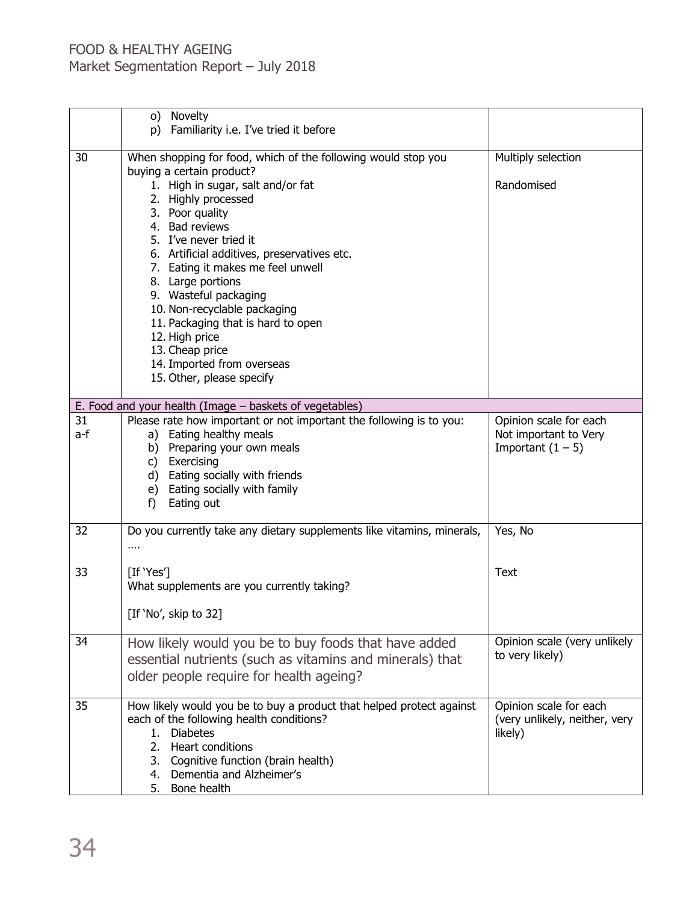| | | |
|---|---|---|
| | o) Novelty<br>p) Familiarity i.e. I've tried it before | |
| 30 | When shopping for food, which of the following would stop you buying a certain product?<br>1. High in sugar, salt and/or fat<br>2. Highly processed<br>3. Poor quality<br>4. Bad reviews<br>5. I've never tried it<br>6. Artificial additives, preservatives etc.<br>7. Eating it makes me feel unwell<br>8. Large portions<br>9. Wasteful packaging<br>10. Non-recyclable packaging<br>11. Packaging that is hard to open<br>12. High price<br>13. Cheap price<br>14. Imported from overseas<br>15. Other, please specify | Multiply selection<br><br>Randomised |
| E. Food and your health (Image – baskets of vegetables) | | |
| 31<br>a-f | Please rate how important or not important the following is to you:<br>a) Eating healthy meals<br>b) Preparing your own meals<br>c) Exercising<br>d) Eating socially with friends<br>e) Eating socially with family<br>f) Eating out | Opinion scale for each<br>Not important to Very Important (1 – 5) |
| 32<br><br>33 | Do you currently take any dietary supplements like vitamins, minerals, ….<br><br>[If 'Yes']<br>What supplements are you currently taking?<br><br>[If 'No', skip to 32] | Yes, No<br><br>Text |
| 34 | How likely would you be to buy foods that have added essential nutrients (such as vitamins and minerals) that older people require for health ageing? | Opinion scale (very unlikely to very likely) |
| 35 | How likely would you be to buy a product that helped protect against each of the following health conditions?<br>1. Diabetes<br>2. Heart conditions<br>3. Cognitive function (brain health)<br>4. Dementia and Alzheimer's<br>5. Bone health | Opinion scale for each (very unlikely, neither, very likely) |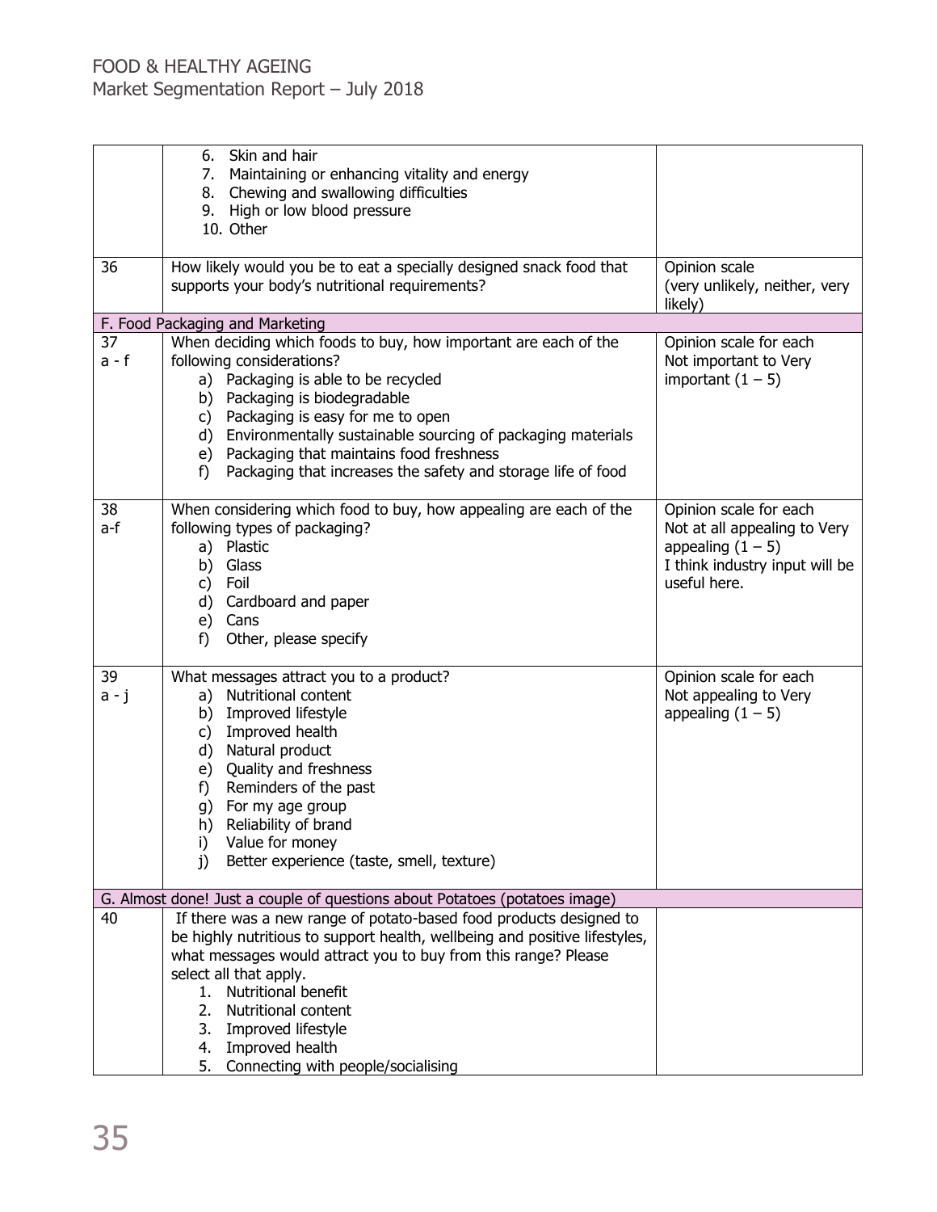| | | |
|---|---|---|
| | 6. Skin and hair<br>7. Maintaining or enhancing vitality and energy<br>8. Chewing and swallowing difficulties<br>9. High or low blood pressure<br>10. Other | |
| 36 | How likely would you be to eat a specially designed snack food that supports your body's nutritional requirements? | Opinion scale (very unlikely, neither, very likely) |
| F. Food Packaging and Marketing | | |
| 37<br>a - f | When deciding which foods to buy, how important are each of the following considerations?<br>a) Packaging is able to be recycled<br>b) Packaging is biodegradable<br>c) Packaging is easy for me to open<br>d) Environmentally sustainable sourcing of packaging materials<br>e) Packaging that maintains food freshness<br>f) Packaging that increases the safety and storage life of food | Opinion scale for each Not important to Very important (1 – 5) |
| 38<br>a-f | When considering which food to buy, how appealing are each of the following types of packaging?<br>a) Plastic<br>b) Glass<br>c) Foil<br>d) Cardboard and paper<br>e) Cans<br>f) Other, please specify | Opinion scale for each Not at all appealing to Very appealing (1 – 5)<br>I think industry input will be useful here. |
| 39<br>a - j | What messages attract you to a product?<br>a) Nutritional content<br>b) Improved lifestyle<br>c) Improved health<br>d) Natural product<br>e) Quality and freshness<br>f) Reminders of the past<br>g) For my age group<br>h) Reliability of brand<br>i) Value for money<br>j) Better experience (taste, smell, texture) | Opinion scale for each Not appealing to Very appealing (1 – 5) |
| G. Almost done! Just a couple of questions about Potatoes (potatoes image) | | |
| 40 | If there was a new range of potato-based food products designed to be highly nutritious to support health, wellbeing and positive lifestyles, what messages would attract you to buy from this range? Please select all that apply.<br>1. Nutritional benefit<br>2. Nutritional content<br>3. Improved lifestyle<br>4. Improved health<br>5. Connecting with people/socialising | |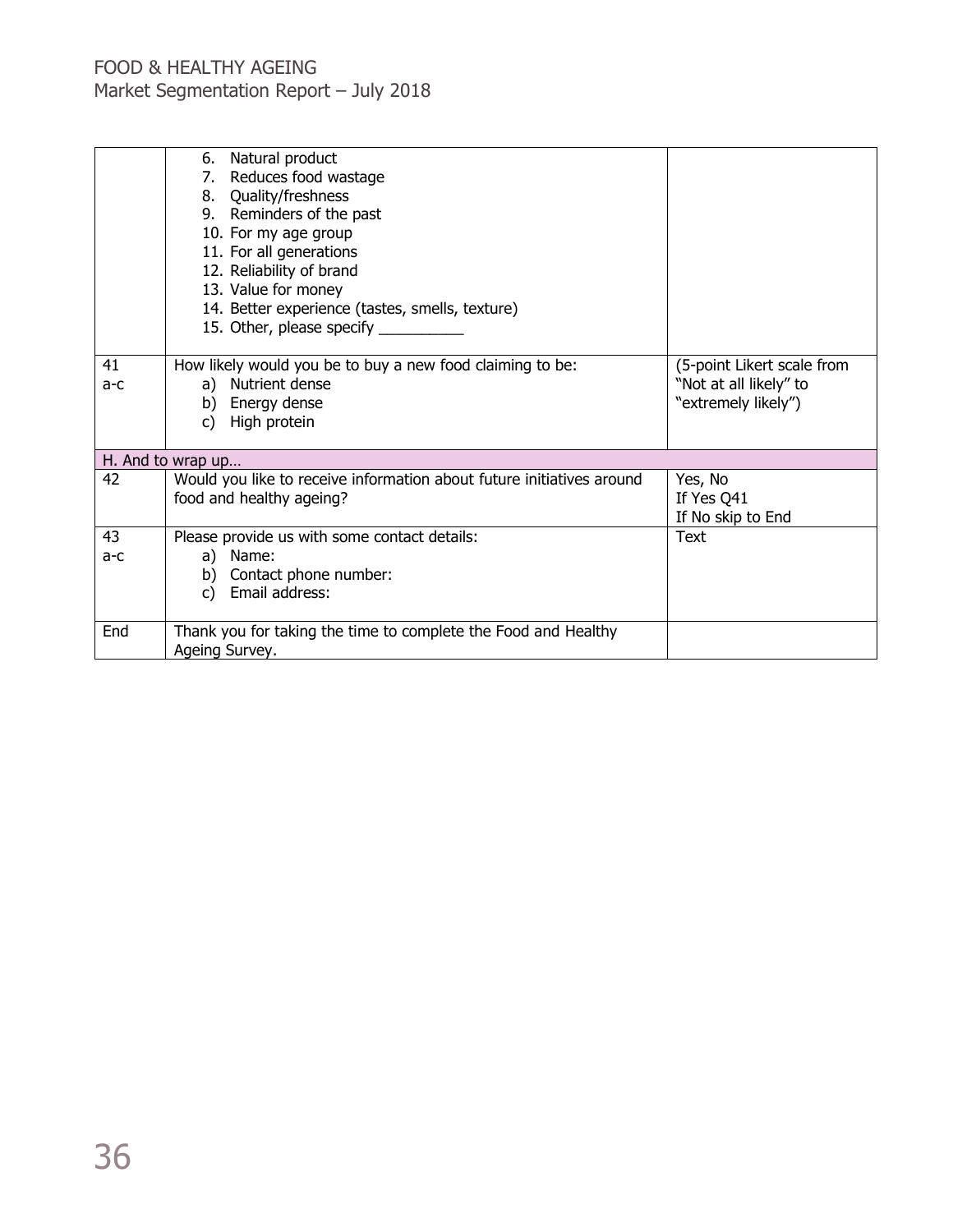| | | |
|---|---|---|
| | 6. Natural product<br>7. Reduces food wastage<br>8. Quality/freshness<br>9. Reminders of the past<br>10. For my age group<br>11. For all generations<br>12. Reliability of brand<br>13. Value for money<br>14. Better experience (tastes, smells, texture)<br>15. Other, please specify __________ | |
| 41<br>a-c | How likely would you be to buy a new food claiming to be:<br>a) Nutrient dense<br>b) Energy dense<br>c) High protein | (5-point Likert scale from "Not at all likely" to "extremely likely") |
| H. And to wrap up… | | |
| 42 | Would you like to receive information about future initiatives around food and healthy ageing? | Yes, No<br>If Yes Q41<br>If No skip to End |
| 43<br>a-c | Please provide us with some contact details:<br>a) Name:<br>b) Contact phone number:<br>c) Email address: | Text |
| End | Thank you for taking the time to complete the Food and Healthy Ageing Survey. | |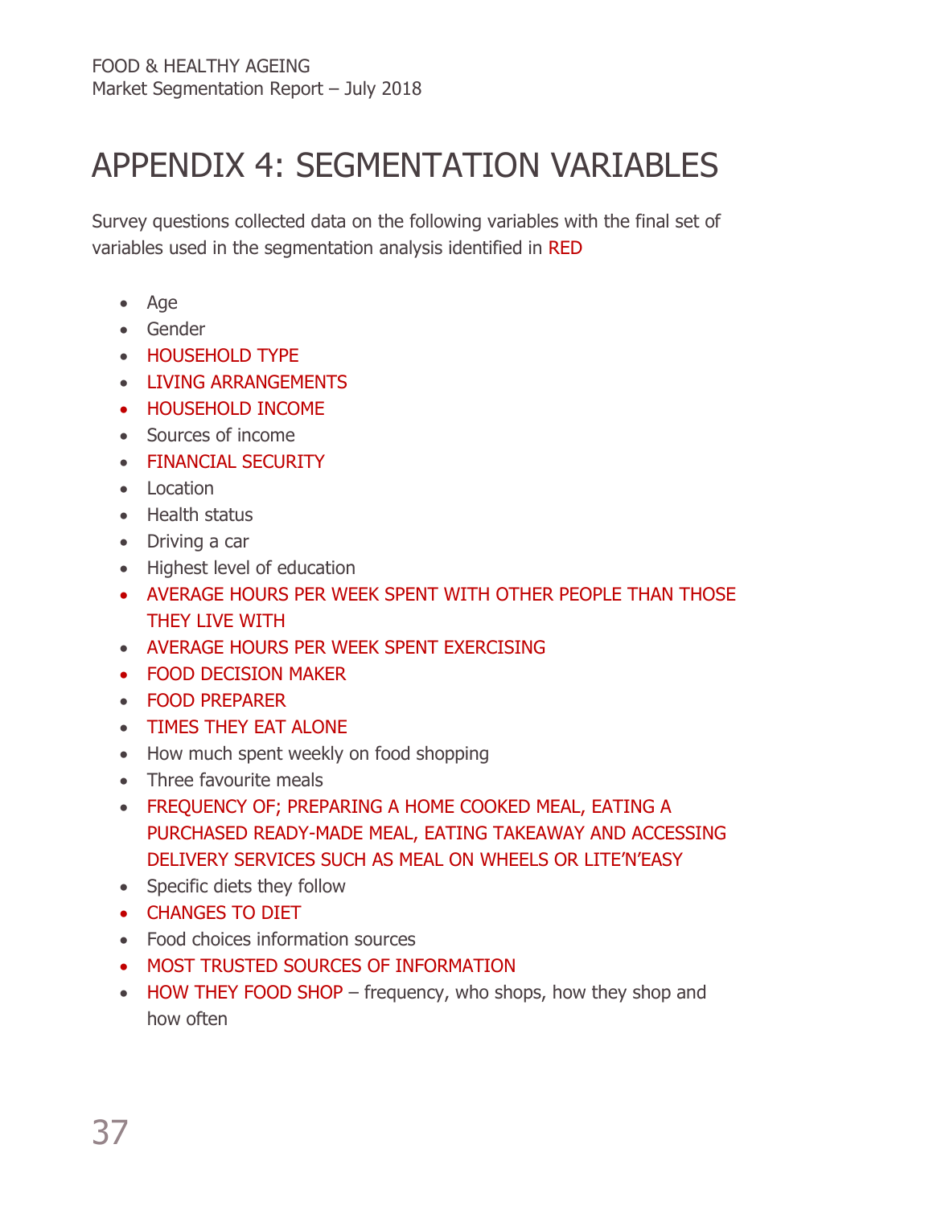# APPENDIX 4: SEGMENTATION VARIABLES

Survey questions collected data on the following variables with the final set of variables used in the segmentation analysis identified in RED

- Age
- Gender
- HOUSEHOLD TYPE
- LIVING ARRANGEMENTS
- HOUSEHOLD INCOME
- Sources of income
- FINANCIAL SECURITY
- Location
- Health status
- Driving a car
- Highest level of education
- AVERAGE HOURS PER WEEK SPENT WITH OTHER PEOPLE THAN THOSE THEY LIVE WITH
- AVERAGE HOURS PER WEEK SPENT EXERCISING
- FOOD DECISION MAKER
- FOOD PREPARER
- TIMES THEY EAT ALONE
- How much spent weekly on food shopping
- Three favourite meals
- FREQUENCY OF; PREPARING A HOME COOKED MEAL, EATING A PURCHASED READY-MADE MEAL, EATING TAKEAWAY AND ACCESSING DELIVERY SERVICES SUCH AS MEAL ON WHEELS OR LITE'N'EASY
- Specific diets they follow
- CHANGES TO DIET
- Food choices information sources
- MOST TRUSTED SOURCES OF INFORMATION
- HOW THEY FOOD SHOP – frequency, who shops, how they shop and how often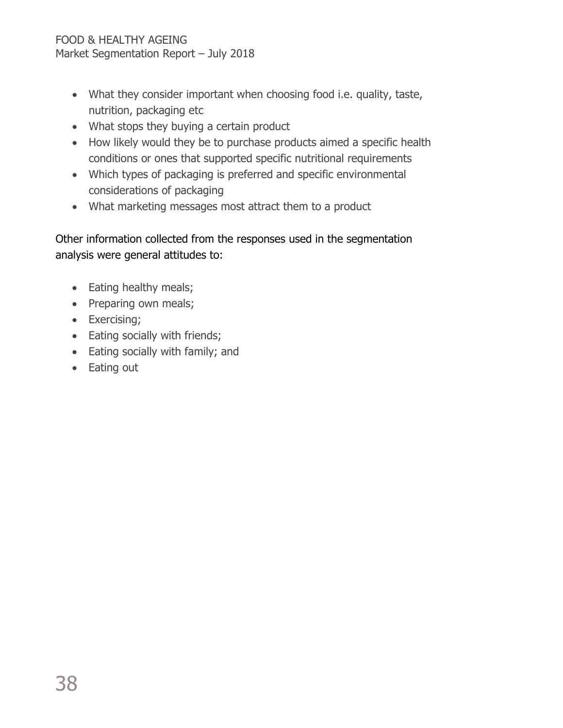- What they consider important when choosing food i.e. quality, taste, nutrition, packaging etc
- What stops they buying a certain product
- How likely would they be to purchase products aimed a specific health conditions or ones that supported specific nutritional requirements
- Which types of packaging is preferred and specific environmental considerations of packaging
- What marketing messages most attract them to a product

Other information collected from the responses used in the segmentation analysis were general attitudes to:

- Eating healthy meals;
- Preparing own meals;
- Exercising;
- Eating socially with friends;
- Eating socially with family; and
- Eating out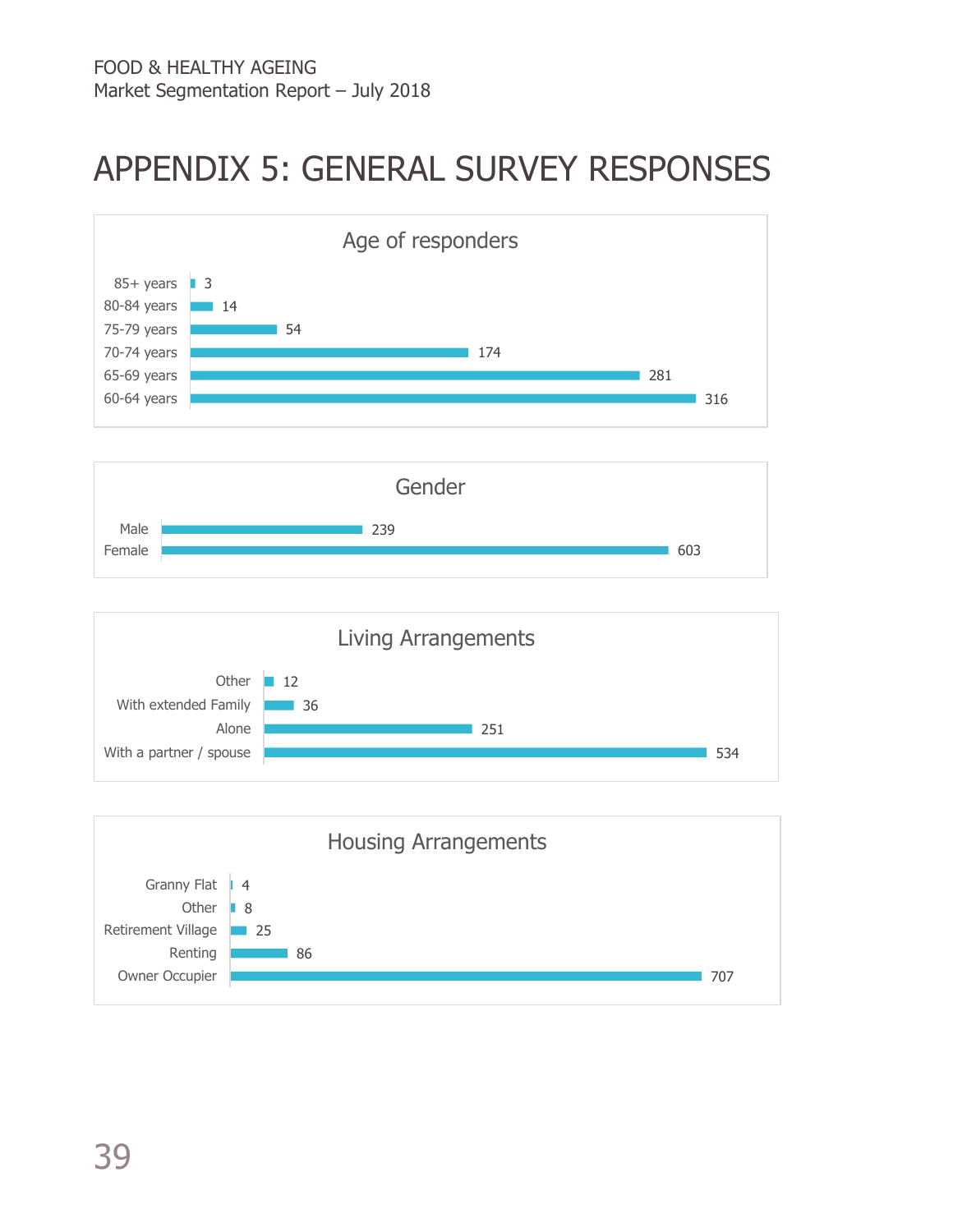# APPENDIX 5: GENERAL SURVEY RESPONSES

**Age of responders**

| Age | Count |
|---|---|
| 85+ years | 3 |
| 80-84 years | 14 |
| 75-79 years | 54 |
| 70-74 years | 174 |
| 65-69 years | 281 |
| 60-64 years | 316 |

**Gender**

| Gender | Count |
|---|---|
| Male | 239 |
| Female | 603 |

**Living Arrangements**

| Living Arrangement | Count |
|---|---|
| Other | 12 |
| With extended Family | 36 |
| Alone | 251 |
| With a partner / spouse | 534 |

**Housing Arrangements**

| Housing Arrangement | Count |
|---|---|
| Granny Flat | 4 |
| Other | 8 |
| Retirement Village | 25 |
| Renting | 86 |
| Owner Occupier | 707 |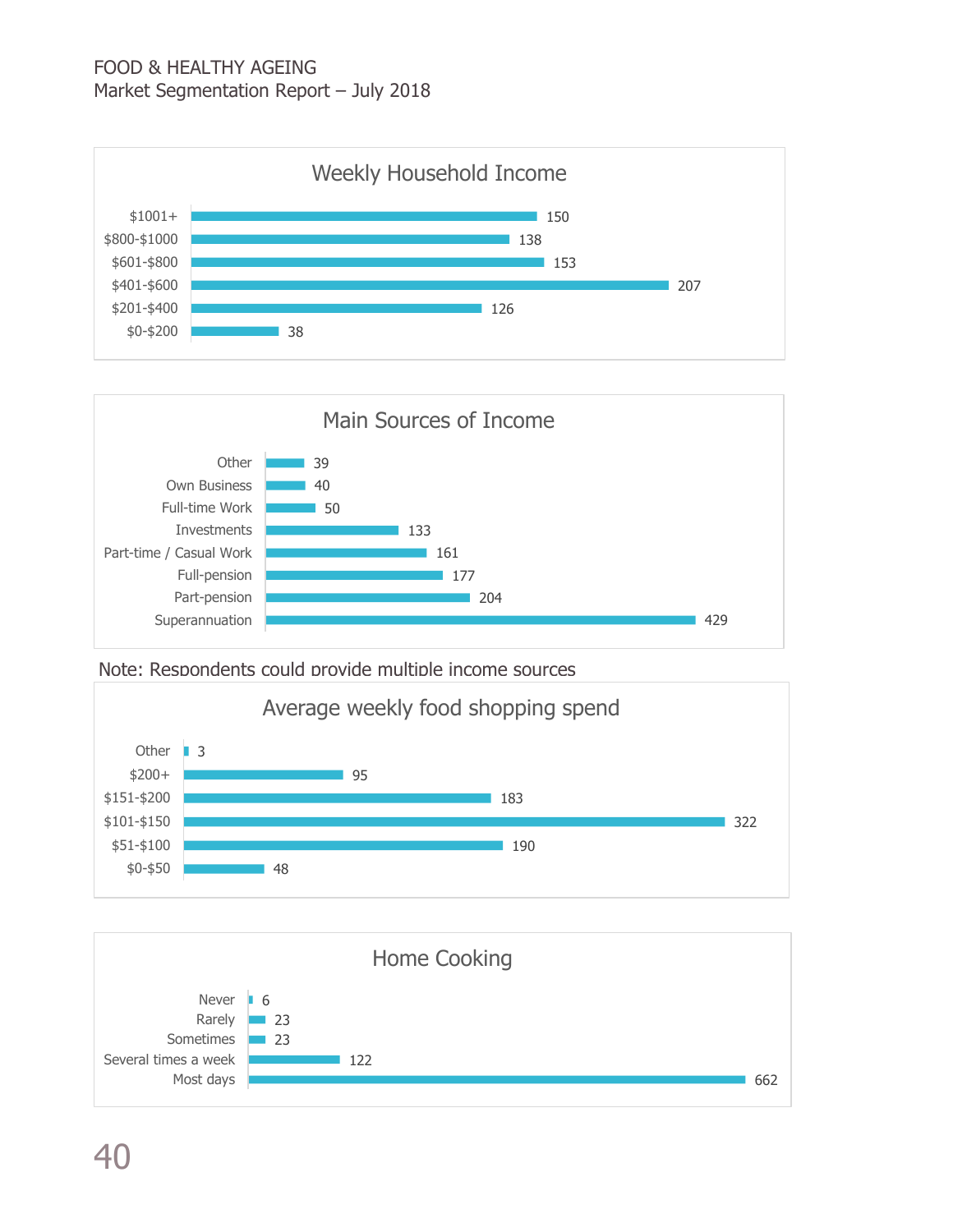### Weekly Household Income

| Weekly Household Income | Count |
|---|---|
| $1001+ | 150 |
| $800-$1000 | 138 |
| $601-$800 | 153 |
| $401-$600 | 207 |
| $201-$400 | 126 |
| $0-$200 | 38 |

### Main Sources of Income

| Main Sources of Income | Count |
|---|---|
| Other | 39 |
| Own Business | 40 |
| Full-time Work | 50 |
| Investments | 133 |
| Part-time / Casual Work | 161 |
| Full-pension | 177 |
| Part-pension | 204 |
| Superannuation | 429 |

Note: Respondents could provide multiple income sources

### Average weekly food shopping spend

| Average weekly food shopping spend | Count |
|---|---|
| Other | 3 |
| $200+ | 95 |
| $151-$200 | 183 |
| $101-$150 | 322 |
| $51-$100 | 190 |
| $0-$50 | 48 |

### Home Cooking

| Home Cooking | Count |
|---|---|
| Never | 6 |
| Rarely | 23 |
| Sometimes | 23 |
| Several times a week | 122 |
| Most days | 662 |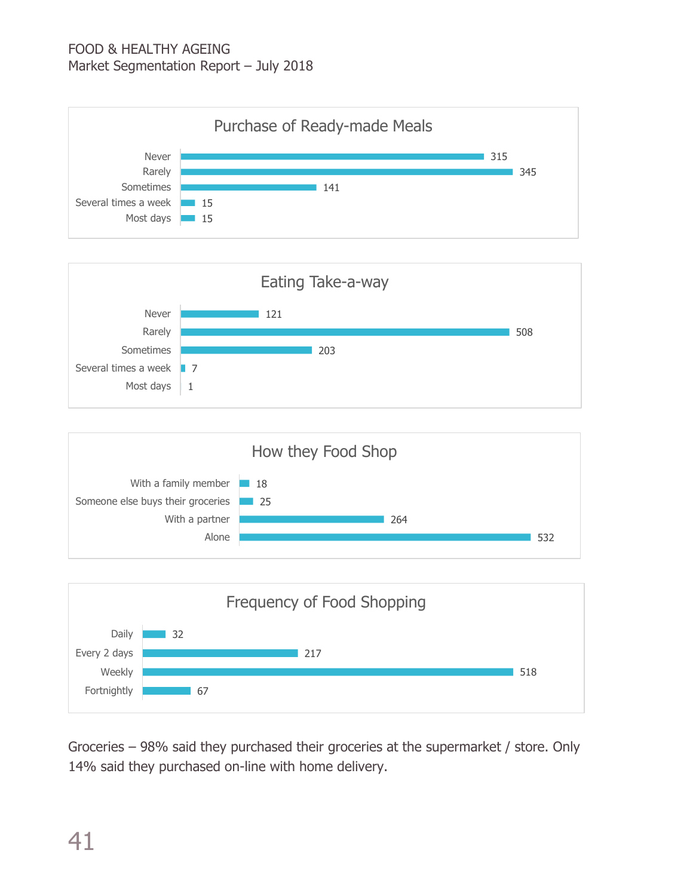### Purchase of Ready-made Meals

| Response | Count |
|---|---|
| Never | 315 |
| Rarely | 345 |
| Sometimes | 141 |
| Several times a week | 15 |
| Most days | 15 |

### Eating Take-a-way

| Response | Count |
|---|---|
| Never | 121 |
| Rarely | 508 |
| Sometimes | 203 |
| Several times a week | 7 |
| Most days | 1 |

### How they Food Shop

| Response | Count |
|---|---|
| With a family member | 18 |
| Someone else buys their groceries | 25 |
| With a partner | 264 |
| Alone | 532 |

### Frequency of Food Shopping

| Response | Count |
|---|---|
| Daily | 32 |
| Every 2 days | 217 |
| Weekly | 518 |
| Fortnightly | 67 |

Groceries – 98% said they purchased their groceries at the supermarket / store. Only 14% said they purchased on-line with home delivery.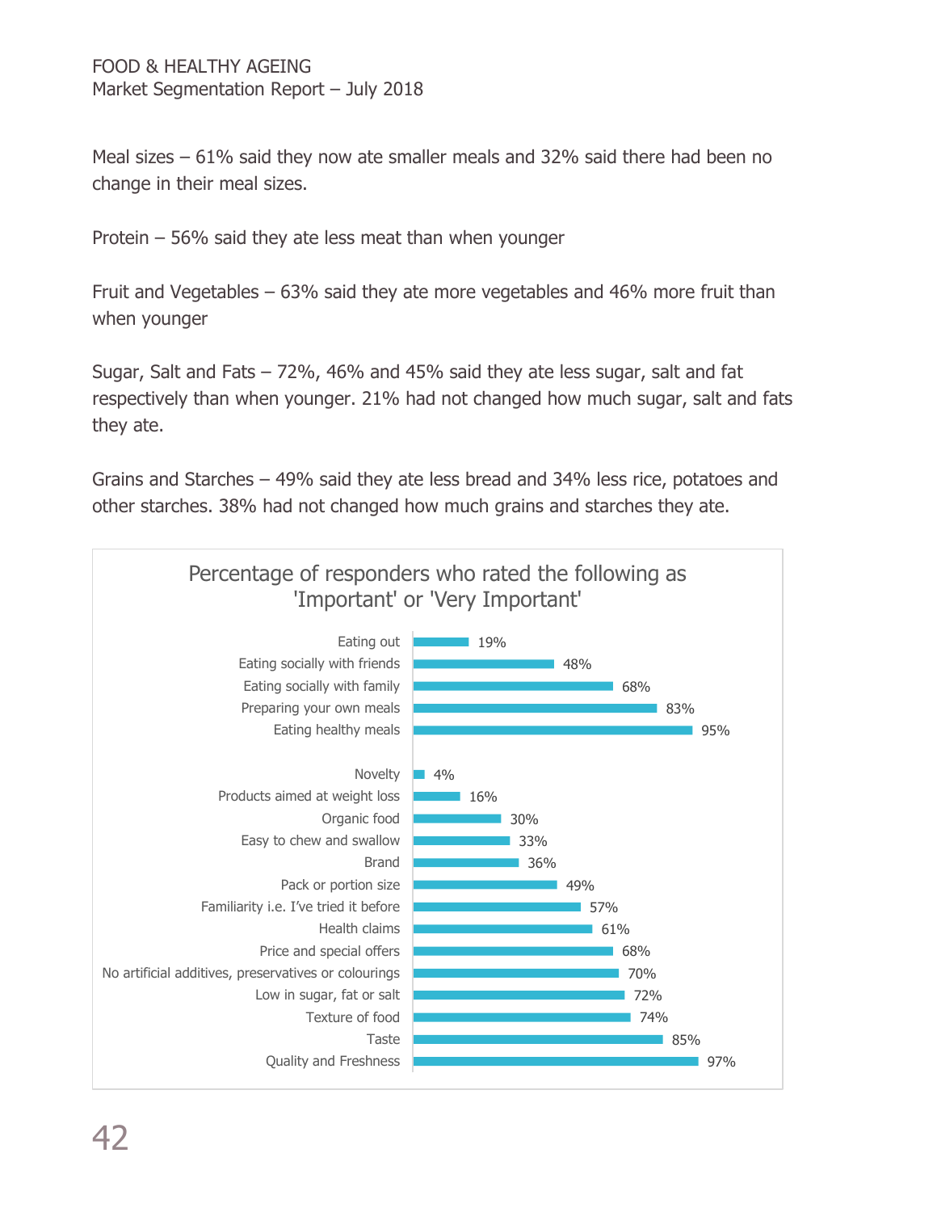Meal sizes – 61% said they now ate smaller meals and 32% said there had been no change in their meal sizes.

Protein – 56% said they ate less meat than when younger

Fruit and Vegetables – 63% said they ate more vegetables and 46% more fruit than when younger

Sugar, Salt and Fats – 72%, 46% and 45% said they ate less sugar, salt and fat respectively than when younger. 21% had not changed how much sugar, salt and fats they ate.

Grains and Starches – 49% said they ate less bread and 34% less rice, potatoes and other starches. 38% had not changed how much grains and starches they ate.

**Percentage of responders who rated the following as 'Important' or 'Very Important'**

| Item | Percentage |
|---|---|
| Eating out | 19% |
| Eating socially with friends | 48% |
| Eating socially with family | 68% |
| Preparing your own meals | 83% |
| Eating healthy meals | 95% |
| Novelty | 4% |
| Products aimed at weight loss | 16% |
| Organic food | 30% |
| Easy to chew and swallow | 33% |
| Brand | 36% |
| Pack or portion size | 49% |
| Familiarity i.e. I've tried it before | 57% |
| Health claims | 61% |
| Price and special offers | 68% |
| No artificial additives, preservatives or colourings | 70% |
| Low in sugar, fat or salt | 72% |
| Texture of food | 74% |
| Taste | 85% |
| Quality and Freshness | 97% |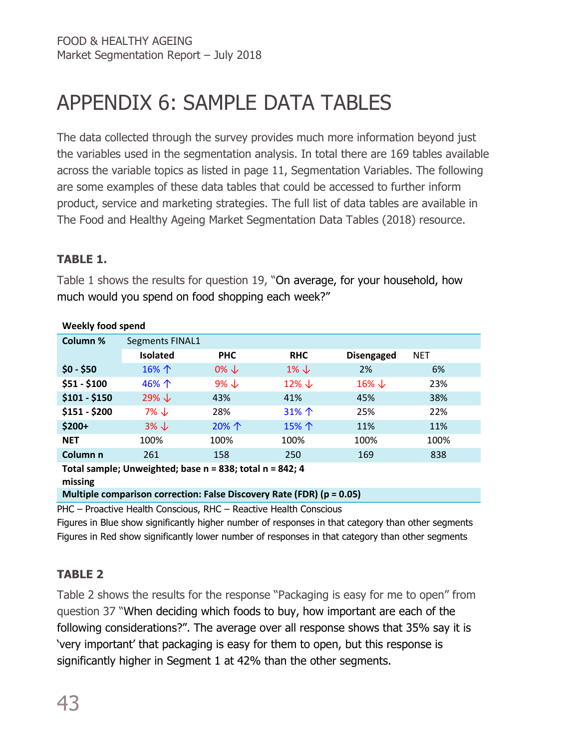# APPENDIX 6: SAMPLE DATA TABLES

The data collected through the survey provides much more information beyond just the variables used in the segmentation analysis. In total there are 169 tables available across the variable topics as listed in page 11, Segmentation Variables. The following are some examples of these data tables that could be accessed to further inform product, service and marketing strategies. The full list of data tables are available in The Food and Healthy Ageing Market Segmentation Data Tables (2018) resource.

### TABLE 1.

Table 1 shows the results for question 19, "On average, for your household, how much would you spend on food shopping each week?"

**Weekly food spend**

| Column % | Segments FINAL1 | | | | |
|---|---|---|---|---|---|
| | **Isolated** | **PHC** | **RHC** | **Disengaged** | NET |
| **$0 - $50** | 16% ↑ | 0% ↓ | 1% ↓ | 2% | 6% |
| **$51 - $100** | 46% ↑ | 9% ↓ | 12% ↓ | 16% ↓ | 23% |
| **$101 - $150** | 29% ↓ | 43% | 41% | 45% | 38% |
| **$151 - $200** | 7% ↓ | 28% | 31% ↑ | 25% | 22% |
| **$200+** | 3% ↓ | 20% ↑ | 15% ↑ | 11% | 11% |
| **NET** | 100% | 100% | 100% | 100% | 100% |
| **Column n** | 261 | 158 | 250 | 169 | 838 |

**Total sample; Unweighted; base n = 838; total n = 842; 4 missing**

**Multiple comparison correction: False Discovery Rate (FDR) (p = 0.05)**

PHC – Proactive Health Conscious, RHC – Reactive Health Conscious

Figures in Blue show significantly higher number of responses in that category than other segments

Figures in Red show significantly lower number of responses in that category than other segments

### TABLE 2

Table 2 shows the results for the response "Packaging is easy for me to open" from question 37 "When deciding which foods to buy, how important are each of the following considerations?". The average over all response shows that 35% say it is 'very important' that packaging is easy for them to open, but this response is significantly higher in Segment 1 at 42% than the other segments.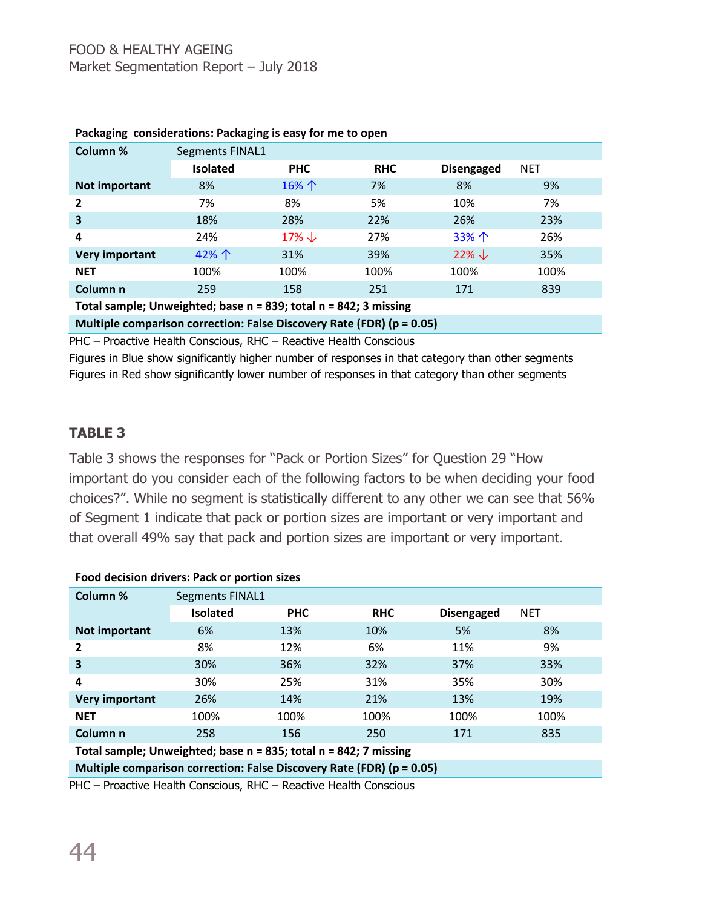**Packaging considerations: Packaging is easy for me to open**

| Column % | Segments FINAL1 | | | | |
|---|---|---|---|---|---|
| | **Isolated** | **PHC** | **RHC** | **Disengaged** | NET |
| **Not important** | 8% | 16% ↑ | 7% | 8% | 9% |
| **2** | 7% | 8% | 5% | 10% | 7% |
| **3** | 18% | 28% | 22% | 26% | 23% |
| **4** | 24% | 17% ↓ | 27% | 33% ↑ | 26% |
| **Very important** | 42% ↑ | 31% | 39% | 22% ↓ | 35% |
| **NET** | 100% | 100% | 100% | 100% | 100% |
| **Column n** | 259 | 158 | 251 | 171 | 839 |
| **Total sample; Unweighted; base n = 839; total n = 842; 3 missing** | | | | | |
| **Multiple comparison correction: False Discovery Rate (FDR) (p = 0.05)** | | | | | |

PHC – Proactive Health Conscious, RHC – Reactive Health Conscious

Figures in Blue show significantly higher number of responses in that category than other segments

Figures in Red show significantly lower number of responses in that category than other segments

## TABLE 3

Table 3 shows the responses for "Pack or Portion Sizes" for Question 29 "How important do you consider each of the following factors to be when deciding your food choices?". While no segment is statistically different to any other we can see that 56% of Segment 1 indicate that pack or portion sizes are important or very important and that overall 49% say that pack and portion sizes are important or very important.

**Food decision drivers: Pack or portion sizes**

| Column % | Segments FINAL1 | | | | |
|---|---|---|---|---|---|
| | **Isolated** | **PHC** | **RHC** | **Disengaged** | NET |
| **Not important** | 6% | 13% | 10% | 5% | 8% |
| **2** | 8% | 12% | 6% | 11% | 9% |
| **3** | 30% | 36% | 32% | 37% | 33% |
| **4** | 30% | 25% | 31% | 35% | 30% |
| **Very important** | 26% | 14% | 21% | 13% | 19% |
| **NET** | 100% | 100% | 100% | 100% | 100% |
| **Column n** | 258 | 156 | 250 | 171 | 835 |
| **Total sample; Unweighted; base n = 835; total n = 842; 7 missing** | | | | | |
| **Multiple comparison correction: False Discovery Rate (FDR) (p = 0.05)** | | | | | |

PHC – Proactive Health Conscious, RHC – Reactive Health Conscious